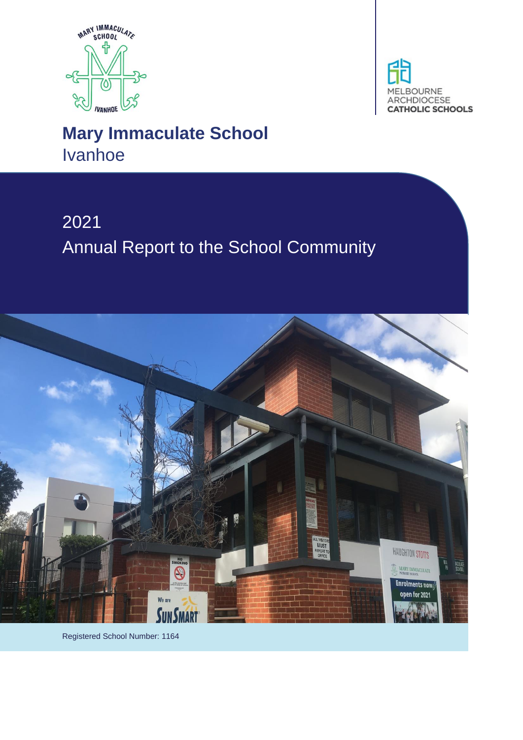# Mary Immaculate School

Ivanhoe

## 2021

## Annual Report to the School Community

Registered School Number: 1164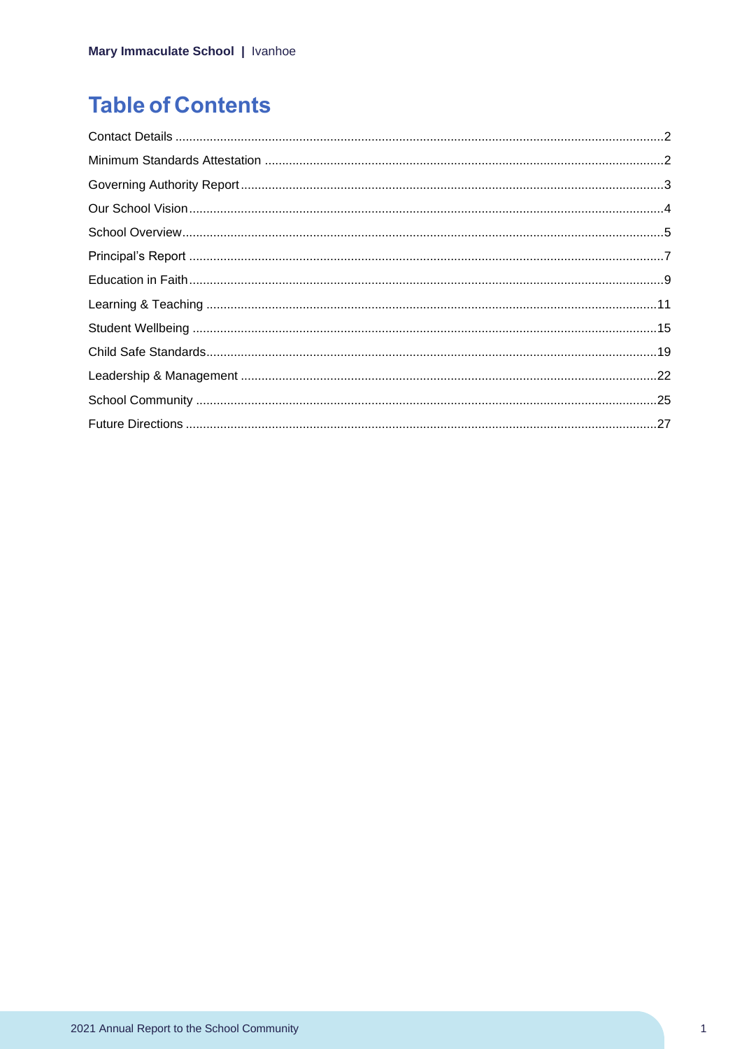# Table of Contents

Contact Details ............................................................................................................................................2
Minimum Standards Attestation ..................................................................................................................2
Governing Authority Report.........................................................................................................................3
Our School Vision........................................................................................................................................4
School Overview..........................................................................................................................................5
Principal's Report ........................................................................................................................................7
Education in Faith........................................................................................................................................9
Learning & Teaching .................................................................................................................................11
Student Wellbeing ......................................................................................................................................15
Child Safe Standards..................................................................................................................................19
Leadership & Management ........................................................................................................................22
School Community ....................................................................................................................................25
Future Directions ........................................................................................................................................27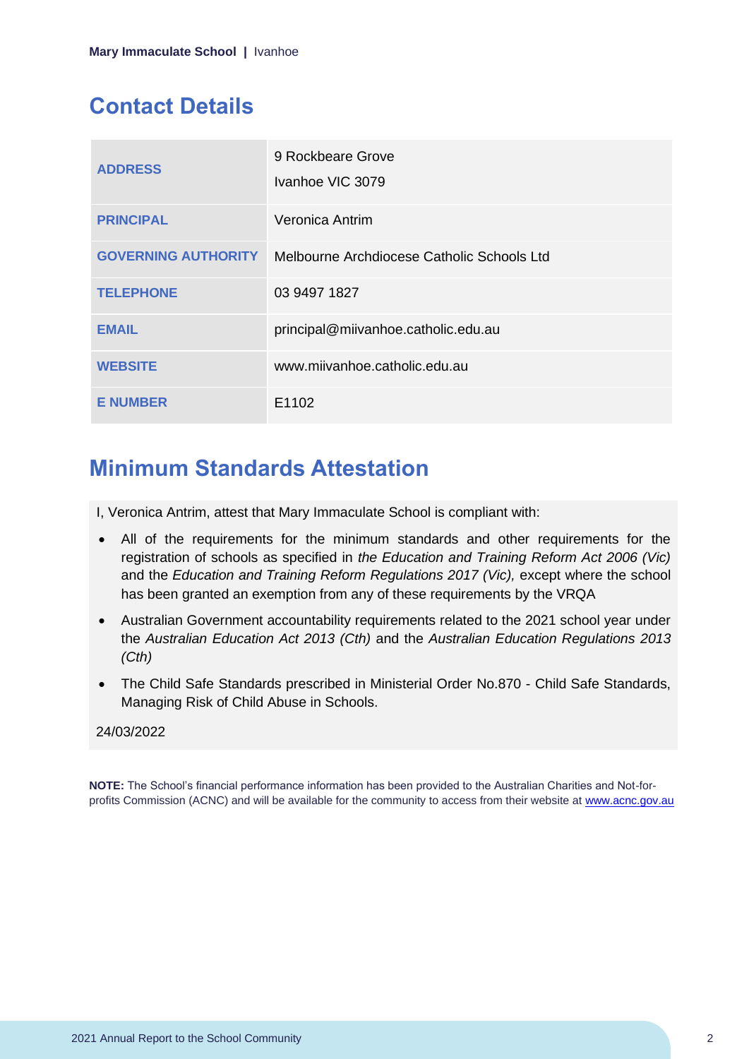## Contact Details

| | |
|---|---|
| **ADDRESS** | 9 Rockbeare Grove<br>Ivanhoe VIC 3079 |
| **PRINCIPAL** | Veronica Antrim |
| **GOVERNING AUTHORITY** | Melbourne Archdiocese Catholic Schools Ltd |
| **TELEPHONE** | 03 9497 1827 |
| **EMAIL** | principal@miivanhoe.catholic.edu.au |
| **WEBSITE** | www.miivanhoe.catholic.edu.au |
| **E NUMBER** | E1102 |

## Minimum Standards Attestation

I, Veronica Antrim, attest that Mary Immaculate School is compliant with:

- All of the requirements for the minimum standards and other requirements for the registration of schools as specified in *the Education and Training Reform Act 2006 (Vic)* and the *Education and Training Reform Regulations 2017 (Vic),* except where the school has been granted an exemption from any of these requirements by the VRQA
- Australian Government accountability requirements related to the 2021 school year under the *Australian Education Act 2013 (Cth)* and the *Australian Education Regulations 2013 (Cth)*
- The Child Safe Standards prescribed in Ministerial Order No.870 - Child Safe Standards, Managing Risk of Child Abuse in Schools.

24/03/2022

**NOTE:** The School's financial performance information has been provided to the Australian Charities and Not-for-profits Commission (ACNC) and will be available for the community to access from their website at www.acnc.gov.au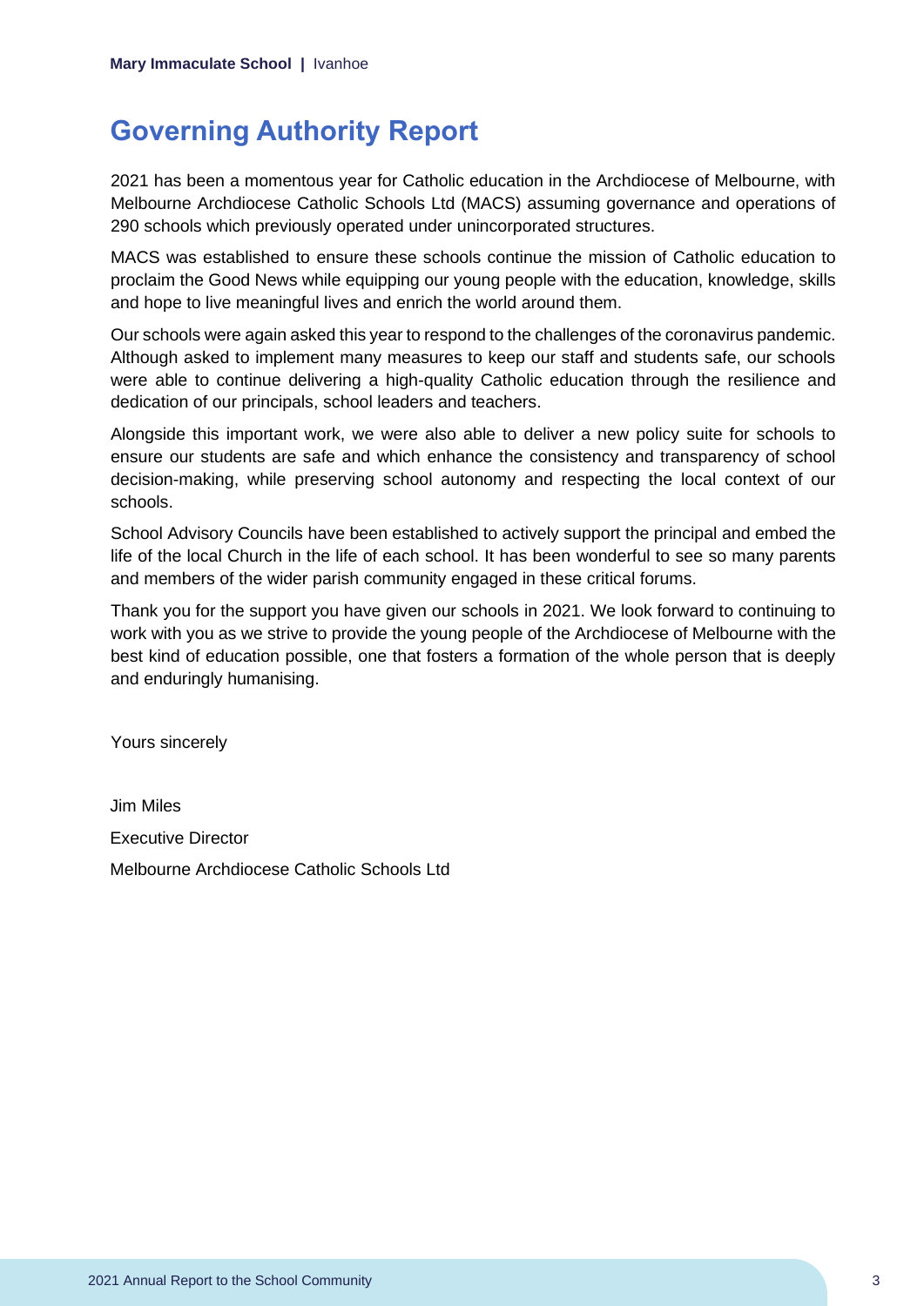# Governing Authority Report

2021 has been a momentous year for Catholic education in the Archdiocese of Melbourne, with Melbourne Archdiocese Catholic Schools Ltd (MACS) assuming governance and operations of 290 schools which previously operated under unincorporated structures.

MACS was established to ensure these schools continue the mission of Catholic education to proclaim the Good News while equipping our young people with the education, knowledge, skills and hope to live meaningful lives and enrich the world around them.

Our schools were again asked this year to respond to the challenges of the coronavirus pandemic. Although asked to implement many measures to keep our staff and students safe, our schools were able to continue delivering a high-quality Catholic education through the resilience and dedication of our principals, school leaders and teachers.

Alongside this important work, we were also able to deliver a new policy suite for schools to ensure our students are safe and which enhance the consistency and transparency of school decision-making, while preserving school autonomy and respecting the local context of our schools.

School Advisory Councils have been established to actively support the principal and embed the life of the local Church in the life of each school. It has been wonderful to see so many parents and members of the wider parish community engaged in these critical forums.

Thank you for the support you have given our schools in 2021. We look forward to continuing to work with you as we strive to provide the young people of the Archdiocese of Melbourne with the best kind of education possible, one that fosters a formation of the whole person that is deeply and enduringly humanising.

Yours sincerely

Jim Miles

Executive Director

Melbourne Archdiocese Catholic Schools Ltd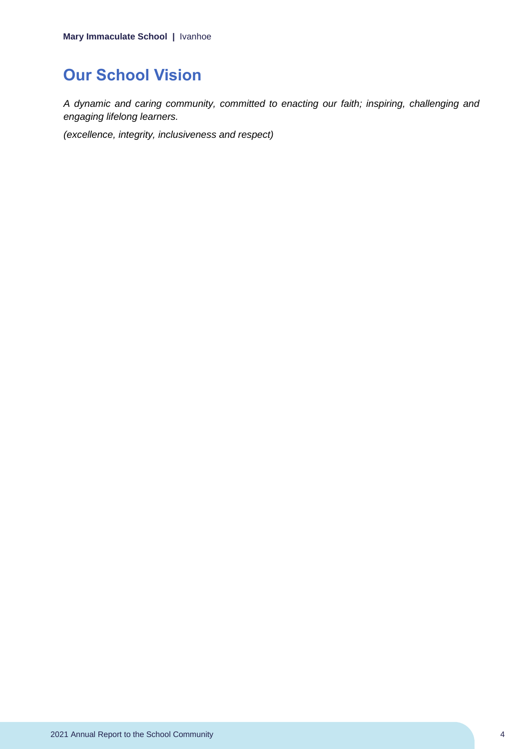# Our School Vision

*A dynamic and caring community, committed to enacting our faith; inspiring, challenging and engaging lifelong learners.*

*(excellence, integrity, inclusiveness and respect)*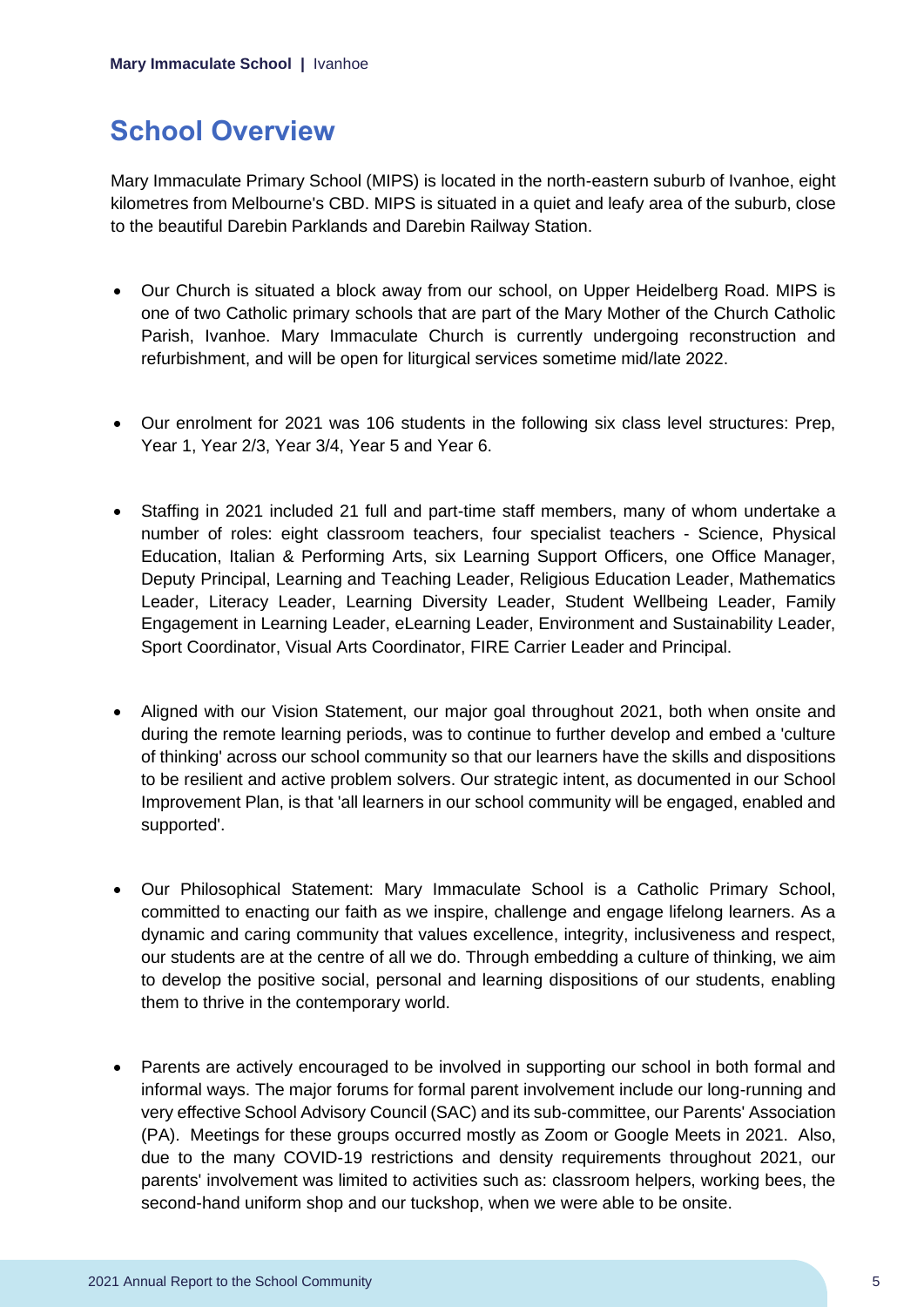# School Overview

Mary Immaculate Primary School (MIPS) is located in the north-eastern suburb of Ivanhoe, eight kilometres from Melbourne's CBD. MIPS is situated in a quiet and leafy area of the suburb, close to the beautiful Darebin Parklands and Darebin Railway Station.

- Our Church is situated a block away from our school, on Upper Heidelberg Road. MIPS is one of two Catholic primary schools that are part of the Mary Mother of the Church Catholic Parish, Ivanhoe. Mary Immaculate Church is currently undergoing reconstruction and refurbishment, and will be open for liturgical services sometime mid/late 2022.

- Our enrolment for 2021 was 106 students in the following six class level structures: Prep, Year 1, Year 2/3, Year 3/4, Year 5 and Year 6.

- Staffing in 2021 included 21 full and part-time staff members, many of whom undertake a number of roles: eight classroom teachers, four specialist teachers - Science, Physical Education, Italian & Performing Arts, six Learning Support Officers, one Office Manager, Deputy Principal, Learning and Teaching Leader, Religious Education Leader, Mathematics Leader, Literacy Leader, Learning Diversity Leader, Student Wellbeing Leader, Family Engagement in Learning Leader, eLearning Leader, Environment and Sustainability Leader, Sport Coordinator, Visual Arts Coordinator, FIRE Carrier Leader and Principal.

- Aligned with our Vision Statement, our major goal throughout 2021, both when onsite and during the remote learning periods, was to continue to further develop and embed a 'culture of thinking' across our school community so that our learners have the skills and dispositions to be resilient and active problem solvers. Our strategic intent, as documented in our School Improvement Plan, is that 'all learners in our school community will be engaged, enabled and supported'.

- Our Philosophical Statement: Mary Immaculate School is a Catholic Primary School, committed to enacting our faith as we inspire, challenge and engage lifelong learners. As a dynamic and caring community that values excellence, integrity, inclusiveness and respect, our students are at the centre of all we do. Through embedding a culture of thinking, we aim to develop the positive social, personal and learning dispositions of our students, enabling them to thrive in the contemporary world.

- Parents are actively encouraged to be involved in supporting our school in both formal and informal ways. The major forums for formal parent involvement include our long-running and very effective School Advisory Council (SAC) and its sub-committee, our Parents' Association (PA). Meetings for these groups occurred mostly as Zoom or Google Meets in 2021. Also, due to the many COVID-19 restrictions and density requirements throughout 2021, our parents' involvement was limited to activities such as: classroom helpers, working bees, the second-hand uniform shop and our tuckshop, when we were able to be onsite.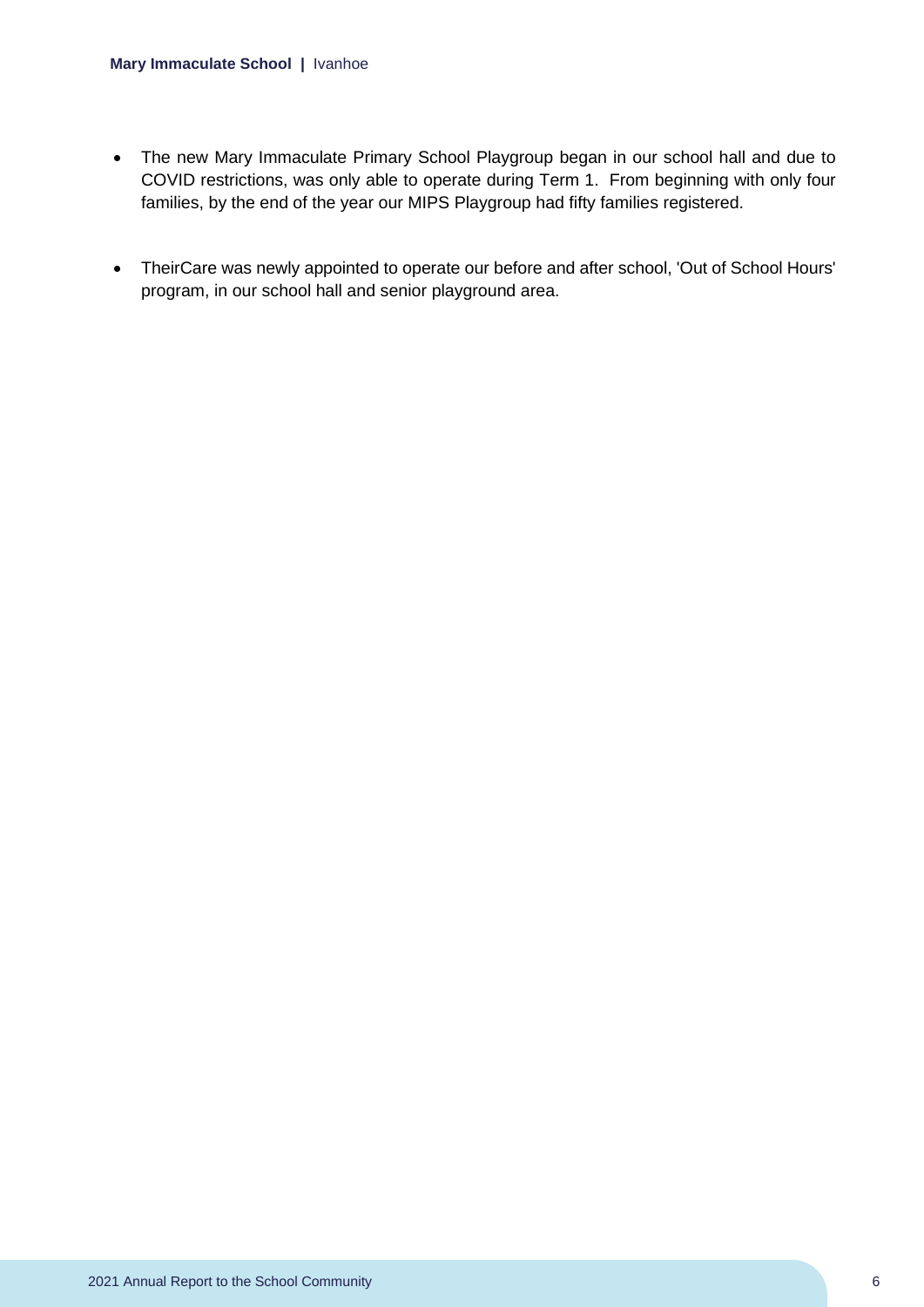- The new Mary Immaculate Primary School Playgroup began in our school hall and due to COVID restrictions, was only able to operate during Term 1. From beginning with only four families, by the end of the year our MIPS Playgroup had fifty families registered.

- TheirCare was newly appointed to operate our before and after school, 'Out of School Hours' program, in our school hall and senior playground area.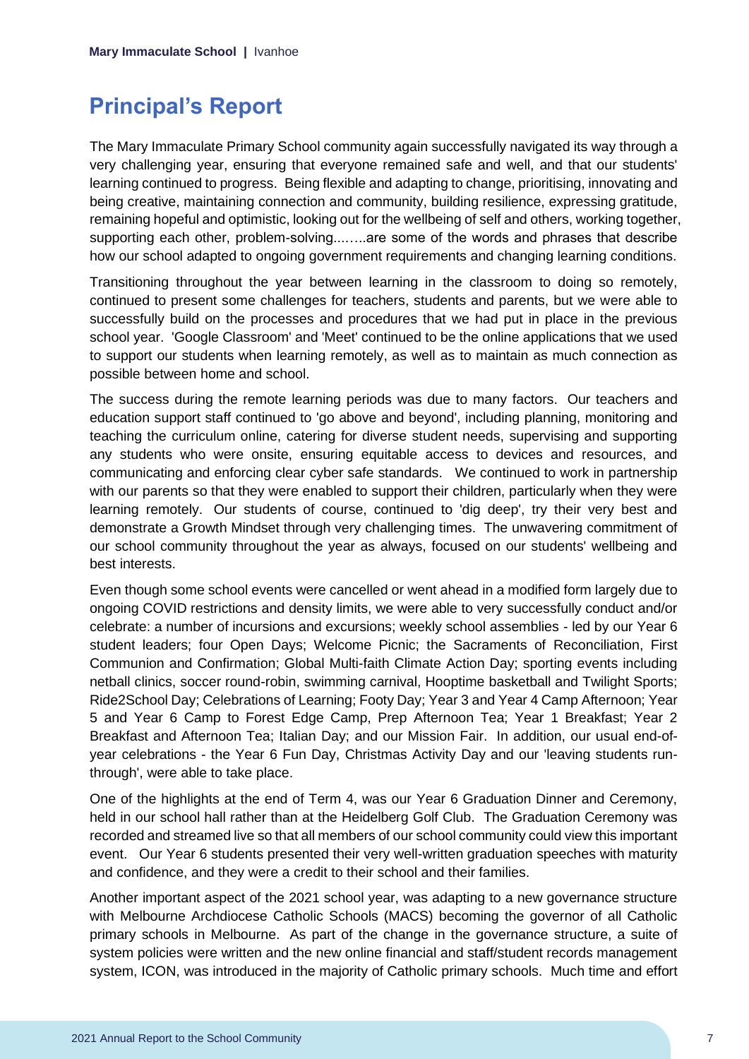# Principal's Report

The Mary Immaculate Primary School community again successfully navigated its way through a very challenging year, ensuring that everyone remained safe and well, and that our students' learning continued to progress. Being flexible and adapting to change, prioritising, innovating and being creative, maintaining connection and community, building resilience, expressing gratitude, remaining hopeful and optimistic, looking out for the wellbeing of self and others, working together, supporting each other, problem-solving....…..are some of the words and phrases that describe how our school adapted to ongoing government requirements and changing learning conditions.

Transitioning throughout the year between learning in the classroom to doing so remotely, continued to present some challenges for teachers, students and parents, but we were able to successfully build on the processes and procedures that we had put in place in the previous school year. 'Google Classroom' and 'Meet' continued to be the online applications that we used to support our students when learning remotely, as well as to maintain as much connection as possible between home and school.

The success during the remote learning periods was due to many factors. Our teachers and education support staff continued to 'go above and beyond', including planning, monitoring and teaching the curriculum online, catering for diverse student needs, supervising and supporting any students who were onsite, ensuring equitable access to devices and resources, and communicating and enforcing clear cyber safe standards. We continued to work in partnership with our parents so that they were enabled to support their children, particularly when they were learning remotely. Our students of course, continued to 'dig deep', try their very best and demonstrate a Growth Mindset through very challenging times. The unwavering commitment of our school community throughout the year as always, focused on our students' wellbeing and best interests.

Even though some school events were cancelled or went ahead in a modified form largely due to ongoing COVID restrictions and density limits, we were able to very successfully conduct and/or celebrate: a number of incursions and excursions; weekly school assemblies - led by our Year 6 student leaders; four Open Days; Welcome Picnic; the Sacraments of Reconciliation, First Communion and Confirmation; Global Multi-faith Climate Action Day; sporting events including netball clinics, soccer round-robin, swimming carnival, Hooptime basketball and Twilight Sports; Ride2School Day; Celebrations of Learning; Footy Day; Year 3 and Year 4 Camp Afternoon; Year 5 and Year 6 Camp to Forest Edge Camp, Prep Afternoon Tea; Year 1 Breakfast; Year 2 Breakfast and Afternoon Tea; Italian Day; and our Mission Fair. In addition, our usual end-of-year celebrations - the Year 6 Fun Day, Christmas Activity Day and our 'leaving students run-through', were able to take place.

One of the highlights at the end of Term 4, was our Year 6 Graduation Dinner and Ceremony, held in our school hall rather than at the Heidelberg Golf Club. The Graduation Ceremony was recorded and streamed live so that all members of our school community could view this important event. Our Year 6 students presented their very well-written graduation speeches with maturity and confidence, and they were a credit to their school and their families.

Another important aspect of the 2021 school year, was adapting to a new governance structure with Melbourne Archdiocese Catholic Schools (MACS) becoming the governor of all Catholic primary schools in Melbourne. As part of the change in the governance structure, a suite of system policies were written and the new online financial and staff/student records management system, ICON, was introduced in the majority of Catholic primary schools. Much time and effort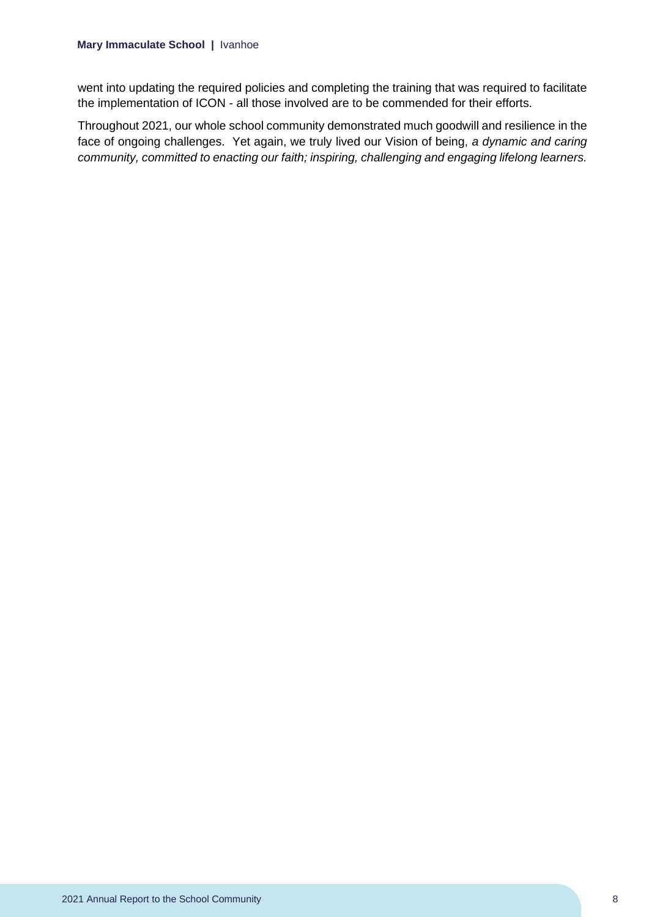went into updating the required policies and completing the training that was required to facilitate the implementation of ICON - all those involved are to be commended for their efforts.

Throughout 2021, our whole school community demonstrated much goodwill and resilience in the face of ongoing challenges. Yet again, we truly lived our Vision of being, *a dynamic and caring community, committed to enacting our faith; inspiring, challenging and engaging lifelong learners.*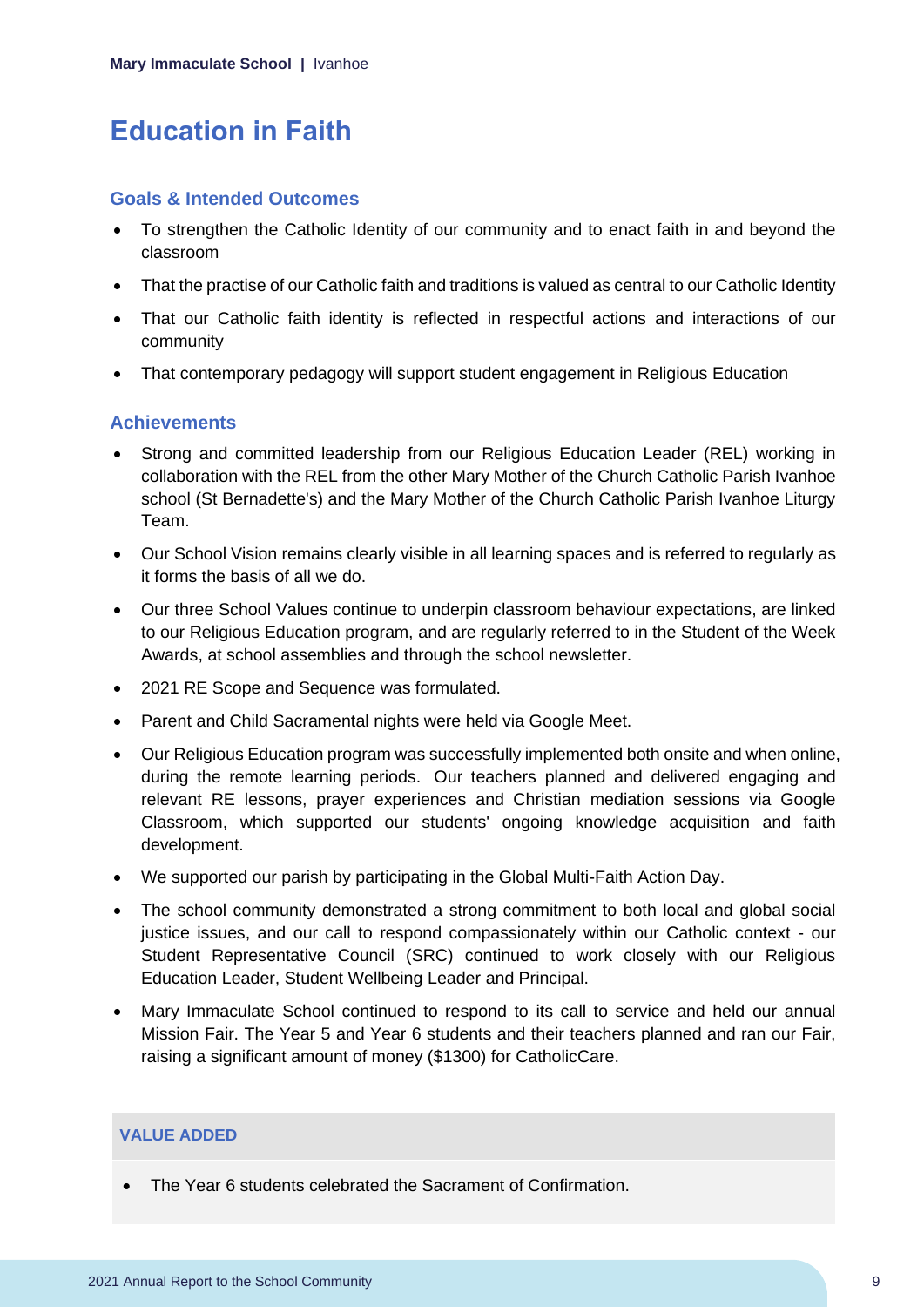# Education in Faith

## Goals & Intended Outcomes

- To strengthen the Catholic Identity of our community and to enact faith in and beyond the classroom
- That the practise of our Catholic faith and traditions is valued as central to our Catholic Identity
- That our Catholic faith identity is reflected in respectful actions and interactions of our community
- That contemporary pedagogy will support student engagement in Religious Education

## Achievements

- Strong and committed leadership from our Religious Education Leader (REL) working in collaboration with the REL from the other Mary Mother of the Church Catholic Parish Ivanhoe school (St Bernadette's) and the Mary Mother of the Church Catholic Parish Ivanhoe Liturgy Team.
- Our School Vision remains clearly visible in all learning spaces and is referred to regularly as it forms the basis of all we do.
- Our three School Values continue to underpin classroom behaviour expectations, are linked to our Religious Education program, and are regularly referred to in the Student of the Week Awards, at school assemblies and through the school newsletter.
- 2021 RE Scope and Sequence was formulated.
- Parent and Child Sacramental nights were held via Google Meet.
- Our Religious Education program was successfully implemented both onsite and when online, during the remote learning periods. Our teachers planned and delivered engaging and relevant RE lessons, prayer experiences and Christian mediation sessions via Google Classroom, which supported our students' ongoing knowledge acquisition and faith development.
- We supported our parish by participating in the Global Multi-Faith Action Day.
- The school community demonstrated a strong commitment to both local and global social justice issues, and our call to respond compassionately within our Catholic context - our Student Representative Council (SRC) continued to work closely with our Religious Education Leader, Student Wellbeing Leader and Principal.
- Mary Immaculate School continued to respond to its call to service and held our annual Mission Fair. The Year 5 and Year 6 students and their teachers planned and ran our Fair, raising a significant amount of money ($1300) for CatholicCare.

### VALUE ADDED

- The Year 6 students celebrated the Sacrament of Confirmation.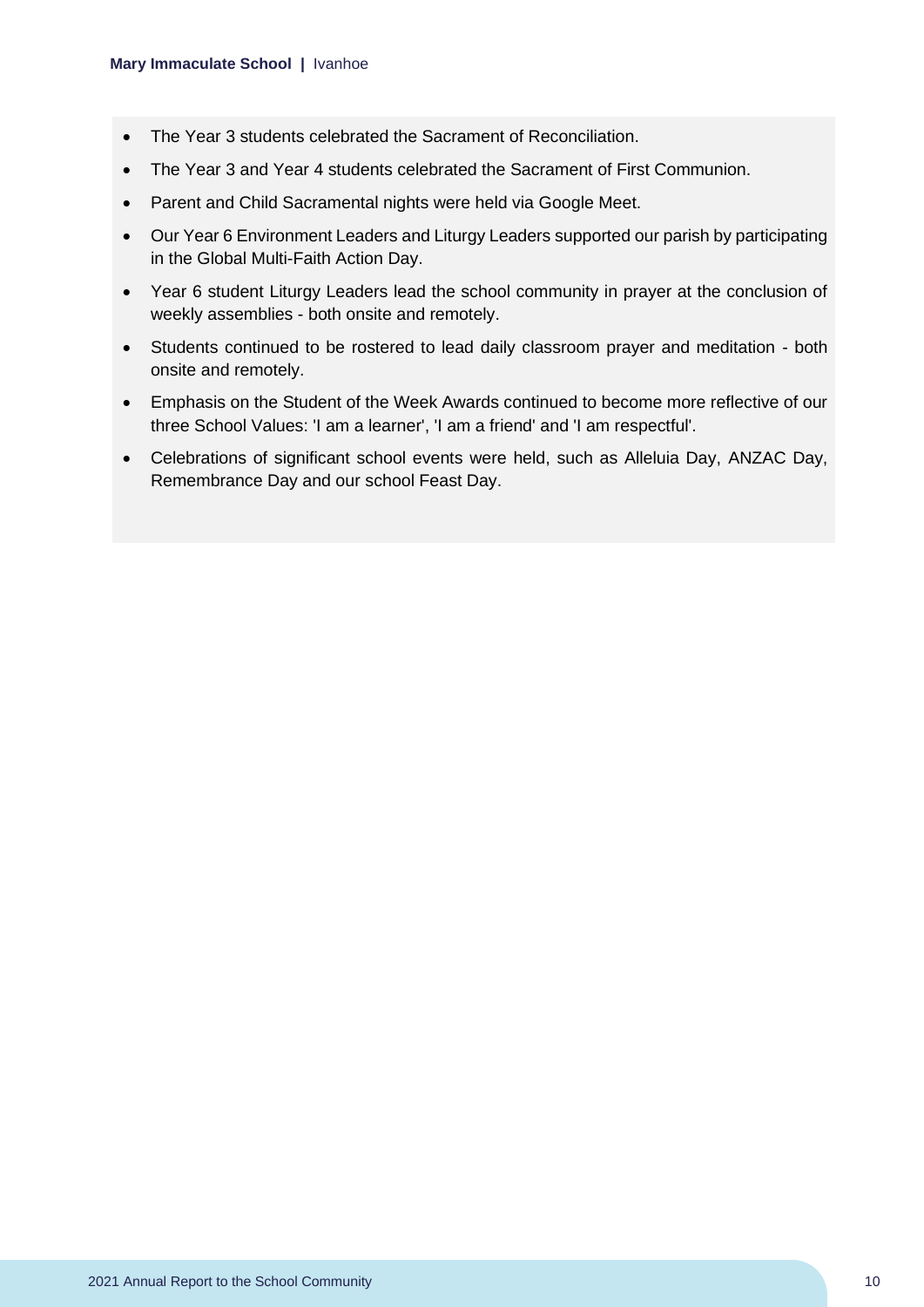- The Year 3 students celebrated the Sacrament of Reconciliation.
- The Year 3 and Year 4 students celebrated the Sacrament of First Communion.
- Parent and Child Sacramental nights were held via Google Meet.
- Our Year 6 Environment Leaders and Liturgy Leaders supported our parish by participating in the Global Multi-Faith Action Day.
- Year 6 student Liturgy Leaders lead the school community in prayer at the conclusion of weekly assemblies - both onsite and remotely.
- Students continued to be rostered to lead daily classroom prayer and meditation - both onsite and remotely.
- Emphasis on the Student of the Week Awards continued to become more reflective of our three School Values: 'I am a learner', 'I am a friend' and 'I am respectful'.
- Celebrations of significant school events were held, such as Alleluia Day, ANZAC Day, Remembrance Day and our school Feast Day.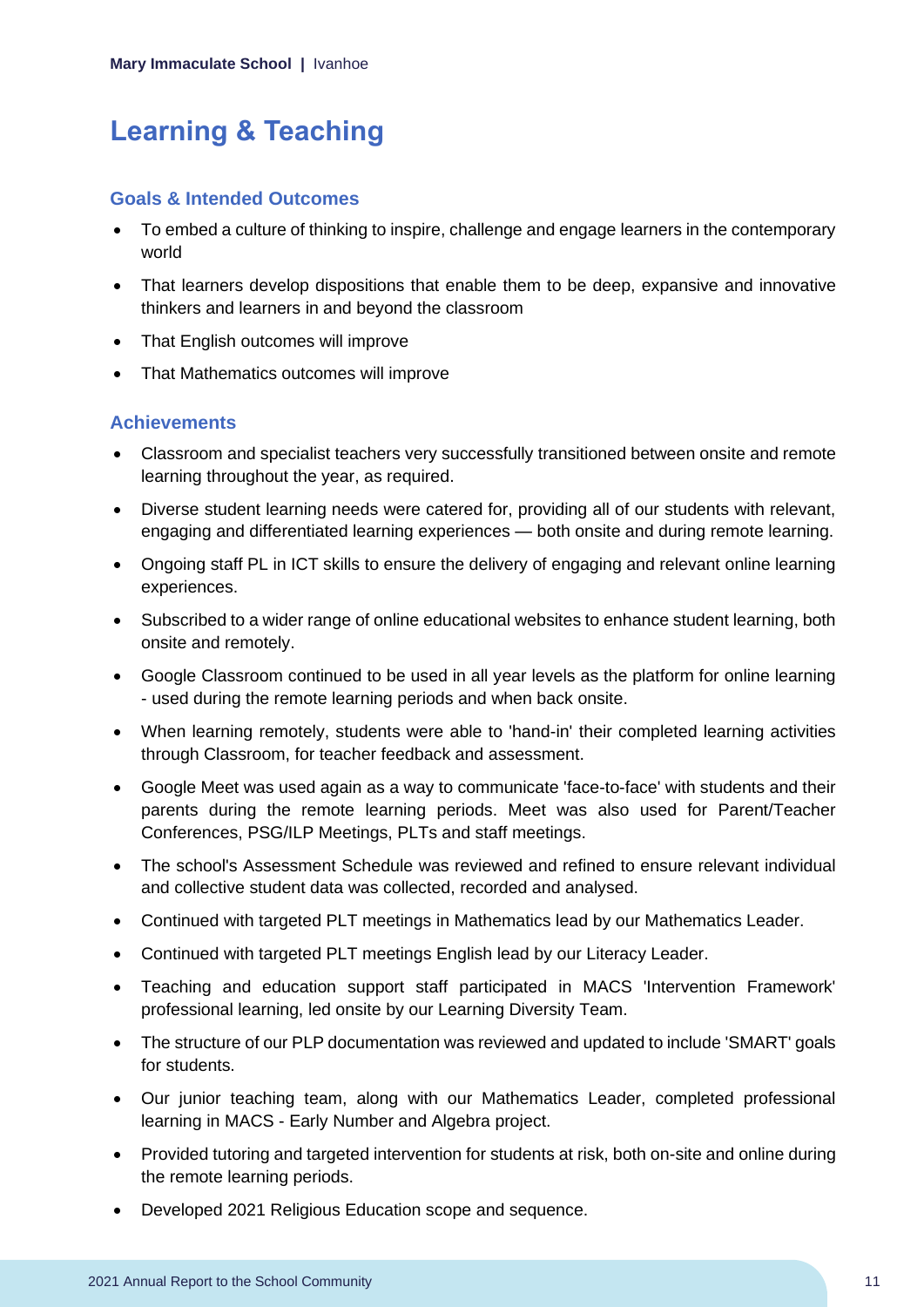# Learning & Teaching

## Goals & Intended Outcomes

- To embed a culture of thinking to inspire, challenge and engage learners in the contemporary world
- That learners develop dispositions that enable them to be deep, expansive and innovative thinkers and learners in and beyond the classroom
- That English outcomes will improve
- That Mathematics outcomes will improve

## Achievements

- Classroom and specialist teachers very successfully transitioned between onsite and remote learning throughout the year, as required.
- Diverse student learning needs were catered for, providing all of our students with relevant, engaging and differentiated learning experiences — both onsite and during remote learning.
- Ongoing staff PL in ICT skills to ensure the delivery of engaging and relevant online learning experiences.
- Subscribed to a wider range of online educational websites to enhance student learning, both onsite and remotely.
- Google Classroom continued to be used in all year levels as the platform for online learning - used during the remote learning periods and when back onsite.
- When learning remotely, students were able to 'hand-in' their completed learning activities through Classroom, for teacher feedback and assessment.
- Google Meet was used again as a way to communicate 'face-to-face' with students and their parents during the remote learning periods. Meet was also used for Parent/Teacher Conferences, PSG/ILP Meetings, PLTs and staff meetings.
- The school's Assessment Schedule was reviewed and refined to ensure relevant individual and collective student data was collected, recorded and analysed.
- Continued with targeted PLT meetings in Mathematics lead by our Mathematics Leader.
- Continued with targeted PLT meetings English lead by our Literacy Leader.
- Teaching and education support staff participated in MACS 'Intervention Framework' professional learning, led onsite by our Learning Diversity Team.
- The structure of our PLP documentation was reviewed and updated to include 'SMART' goals for students.
- Our junior teaching team, along with our Mathematics Leader, completed professional learning in MACS - Early Number and Algebra project.
- Provided tutoring and targeted intervention for students at risk, both on-site and online during the remote learning periods.
- Developed 2021 Religious Education scope and sequence.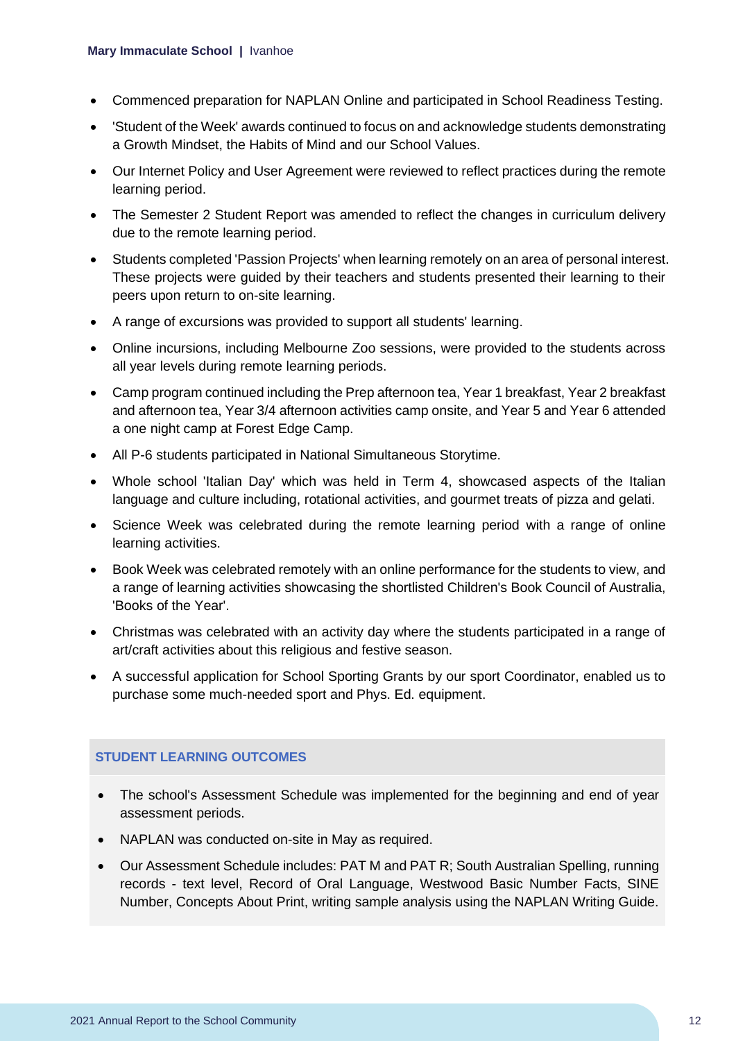- Commenced preparation for NAPLAN Online and participated in School Readiness Testing.
- 'Student of the Week' awards continued to focus on and acknowledge students demonstrating a Growth Mindset, the Habits of Mind and our School Values.
- Our Internet Policy and User Agreement were reviewed to reflect practices during the remote learning period.
- The Semester 2 Student Report was amended to reflect the changes in curriculum delivery due to the remote learning period.
- Students completed 'Passion Projects' when learning remotely on an area of personal interest. These projects were guided by their teachers and students presented their learning to their peers upon return to on-site learning.
- A range of excursions was provided to support all students' learning.
- Online incursions, including Melbourne Zoo sessions, were provided to the students across all year levels during remote learning periods.
- Camp program continued including the Prep afternoon tea, Year 1 breakfast, Year 2 breakfast and afternoon tea, Year 3/4 afternoon activities camp onsite, and Year 5 and Year 6 attended a one night camp at Forest Edge Camp.
- All P-6 students participated in National Simultaneous Storytime.
- Whole school 'Italian Day' which was held in Term 4, showcased aspects of the Italian language and culture including, rotational activities, and gourmet treats of pizza and gelati.
- Science Week was celebrated during the remote learning period with a range of online learning activities.
- Book Week was celebrated remotely with an online performance for the students to view, and a range of learning activities showcasing the shortlisted Children's Book Council of Australia, 'Books of the Year'.
- Christmas was celebrated with an activity day where the students participated in a range of art/craft activities about this religious and festive season.
- A successful application for School Sporting Grants by our sport Coordinator, enabled us to purchase some much-needed sport and Phys. Ed. equipment.

## STUDENT LEARNING OUTCOMES

- The school's Assessment Schedule was implemented for the beginning and end of year assessment periods.
- NAPLAN was conducted on-site in May as required.
- Our Assessment Schedule includes: PAT M and PAT R; South Australian Spelling, running records - text level, Record of Oral Language, Westwood Basic Number Facts, SINE Number, Concepts About Print, writing sample analysis using the NAPLAN Writing Guide.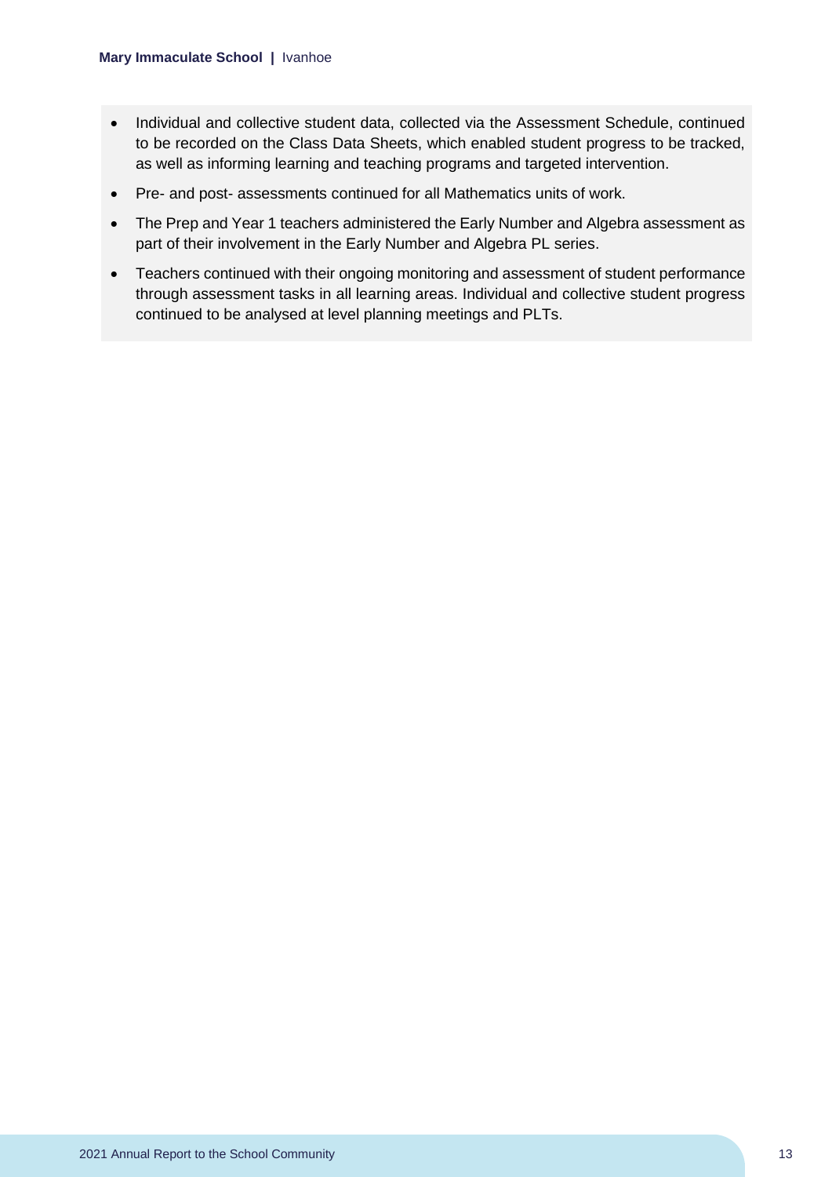- Individual and collective student data, collected via the Assessment Schedule, continued to be recorded on the Class Data Sheets, which enabled student progress to be tracked, as well as informing learning and teaching programs and targeted intervention.
- Pre- and post- assessments continued for all Mathematics units of work.
- The Prep and Year 1 teachers administered the Early Number and Algebra assessment as part of their involvement in the Early Number and Algebra PL series.
- Teachers continued with their ongoing monitoring and assessment of student performance through assessment tasks in all learning areas. Individual and collective student progress continued to be analysed at level planning meetings and PLTs.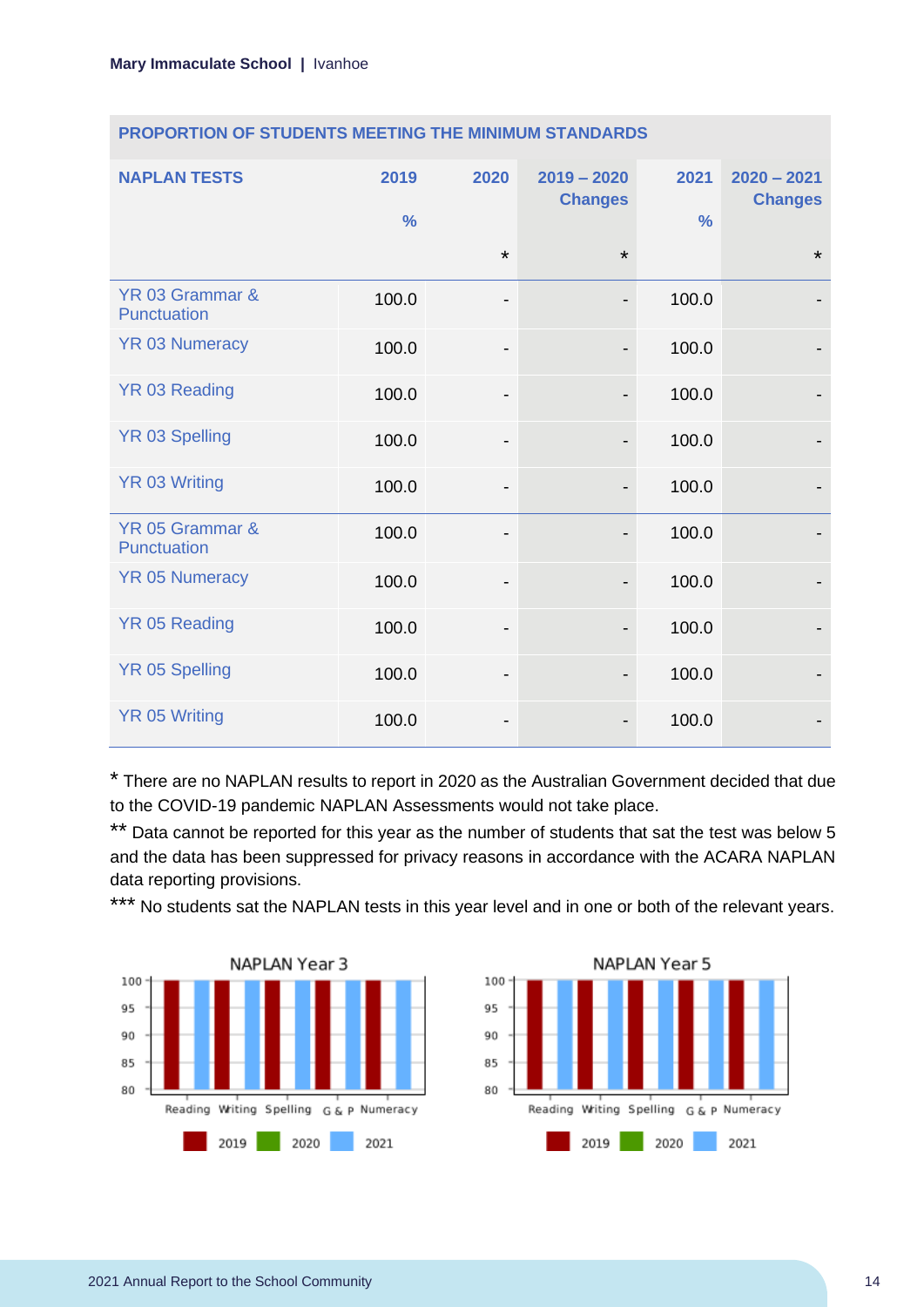## PROPORTION OF STUDENTS MEETING THE MINIMUM STANDARDS

| NAPLAN TESTS | 2019 % | 2020 * | 2019 – 2020 Changes * | 2021 % | 2020 – 2021 Changes * |
|---|---|---|---|---|---|
| YR 03 Grammar & Punctuation | 100.0 | - | - | 100.0 | - |
| YR 03 Numeracy | 100.0 | - | - | 100.0 | - |
| YR 03 Reading | 100.0 | - | - | 100.0 | - |
| YR 03 Spelling | 100.0 | - | - | 100.0 | - |
| YR 03 Writing | 100.0 | - | - | 100.0 | - |
| YR 05 Grammar & Punctuation | 100.0 | - | - | 100.0 | - |
| YR 05 Numeracy | 100.0 | - | - | 100.0 | - |
| YR 05 Reading | 100.0 | - | - | 100.0 | - |
| YR 05 Spelling | 100.0 | - | - | 100.0 | - |
| YR 05 Writing | 100.0 | - | - | 100.0 | - |

* There are no NAPLAN results to report in 2020 as the Australian Government decided that due to the COVID-19 pandemic NAPLAN Assessments would not take place.

** Data cannot be reported for this year as the number of students that sat the test was below 5 and the data has been suppressed for privacy reasons in accordance with the ACARA NAPLAN data reporting provisions.

*** No students sat the NAPLAN tests in this year level and in one or both of the relevant years.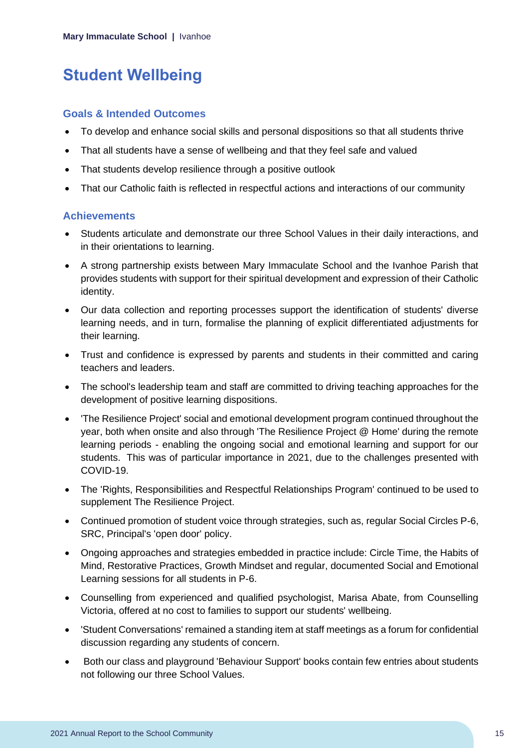# Student Wellbeing

## Goals & Intended Outcomes

- To develop and enhance social skills and personal dispositions so that all students thrive
- That all students have a sense of wellbeing and that they feel safe and valued
- That students develop resilience through a positive outlook
- That our Catholic faith is reflected in respectful actions and interactions of our community

## Achievements

- Students articulate and demonstrate our three School Values in their daily interactions, and in their orientations to learning.
- A strong partnership exists between Mary Immaculate School and the Ivanhoe Parish that provides students with support for their spiritual development and expression of their Catholic identity.
- Our data collection and reporting processes support the identification of students' diverse learning needs, and in turn, formalise the planning of explicit differentiated adjustments for their learning.
- Trust and confidence is expressed by parents and students in their committed and caring teachers and leaders.
- The school's leadership team and staff are committed to driving teaching approaches for the development of positive learning dispositions.
- 'The Resilience Project' social and emotional development program continued throughout the year, both when onsite and also through 'The Resilience Project @ Home' during the remote learning periods - enabling the ongoing social and emotional learning and support for our students. This was of particular importance in 2021, due to the challenges presented with COVID-19.
- The 'Rights, Responsibilities and Respectful Relationships Program' continued to be used to supplement The Resilience Project.
- Continued promotion of student voice through strategies, such as, regular Social Circles P-6, SRC, Principal's 'open door' policy.
- Ongoing approaches and strategies embedded in practice include: Circle Time, the Habits of Mind, Restorative Practices, Growth Mindset and regular, documented Social and Emotional Learning sessions for all students in P-6.
- Counselling from experienced and qualified psychologist, Marisa Abate, from Counselling Victoria, offered at no cost to families to support our students' wellbeing.
- 'Student Conversations' remained a standing item at staff meetings as a forum for confidential discussion regarding any students of concern.
- Both our class and playground 'Behaviour Support' books contain few entries about students not following our three School Values.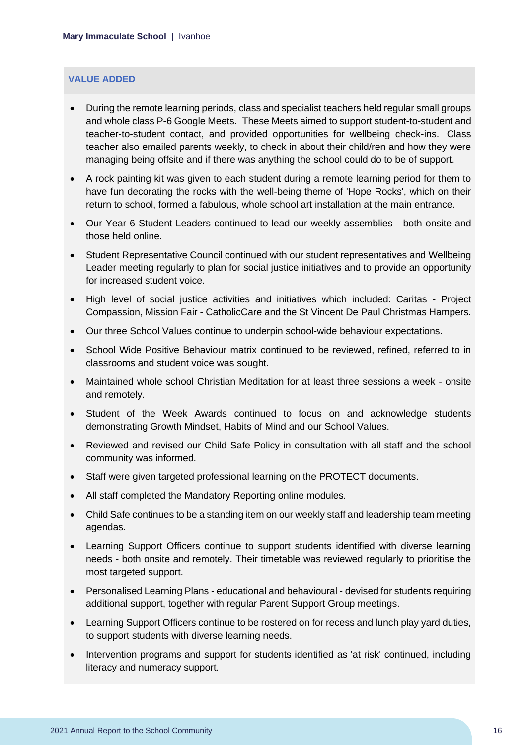## VALUE ADDED

- During the remote learning periods, class and specialist teachers held regular small groups and whole class P-6 Google Meets. These Meets aimed to support student-to-student and teacher-to-student contact, and provided opportunities for wellbeing check-ins. Class teacher also emailed parents weekly, to check in about their child/ren and how they were managing being offsite and if there was anything the school could do to be of support.
- A rock painting kit was given to each student during a remote learning period for them to have fun decorating the rocks with the well-being theme of 'Hope Rocks', which on their return to school, formed a fabulous, whole school art installation at the main entrance.
- Our Year 6 Student Leaders continued to lead our weekly assemblies - both onsite and those held online.
- Student Representative Council continued with our student representatives and Wellbeing Leader meeting regularly to plan for social justice initiatives and to provide an opportunity for increased student voice.
- High level of social justice activities and initiatives which included: Caritas - Project Compassion, Mission Fair - CatholicCare and the St Vincent De Paul Christmas Hampers.
- Our three School Values continue to underpin school-wide behaviour expectations.
- School Wide Positive Behaviour matrix continued to be reviewed, refined, referred to in classrooms and student voice was sought.
- Maintained whole school Christian Meditation for at least three sessions a week - onsite and remotely.
- Student of the Week Awards continued to focus on and acknowledge students demonstrating Growth Mindset, Habits of Mind and our School Values.
- Reviewed and revised our Child Safe Policy in consultation with all staff and the school community was informed.
- Staff were given targeted professional learning on the PROTECT documents.
- All staff completed the Mandatory Reporting online modules.
- Child Safe continues to be a standing item on our weekly staff and leadership team meeting agendas.
- Learning Support Officers continue to support students identified with diverse learning needs - both onsite and remotely. Their timetable was reviewed regularly to prioritise the most targeted support.
- Personalised Learning Plans - educational and behavioural - devised for students requiring additional support, together with regular Parent Support Group meetings.
- Learning Support Officers continue to be rostered on for recess and lunch play yard duties, to support students with diverse learning needs.
- Intervention programs and support for students identified as 'at risk' continued, including literacy and numeracy support.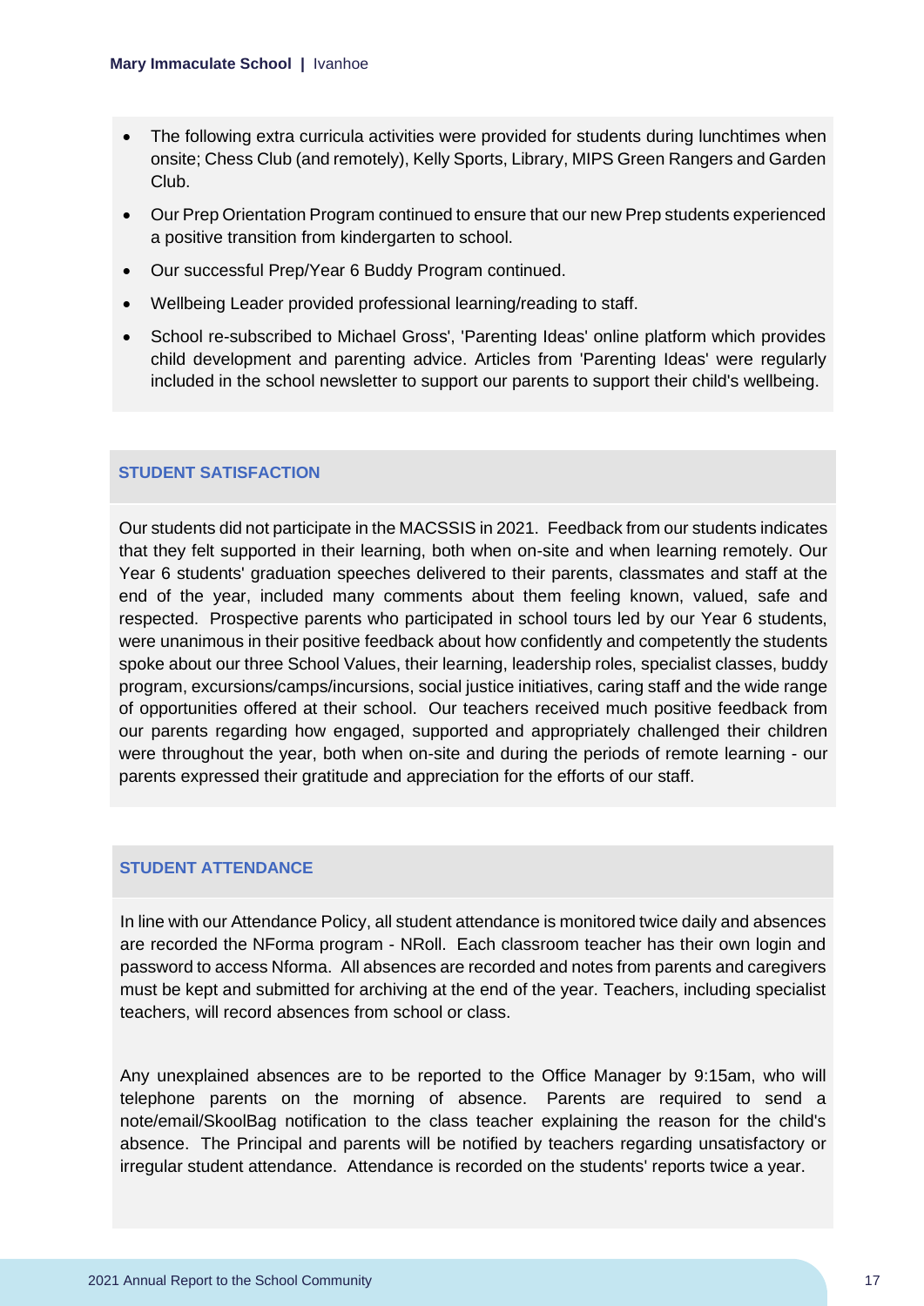- The following extra curricula activities were provided for students during lunchtimes when onsite; Chess Club (and remotely), Kelly Sports, Library, MIPS Green Rangers and Garden Club.
- Our Prep Orientation Program continued to ensure that our new Prep students experienced a positive transition from kindergarten to school.
- Our successful Prep/Year 6 Buddy Program continued.
- Wellbeing Leader provided professional learning/reading to staff.
- School re-subscribed to Michael Gross', 'Parenting Ideas' online platform which provides child development and parenting advice. Articles from 'Parenting Ideas' were regularly included in the school newsletter to support our parents to support their child's wellbeing.

### STUDENT SATISFACTION

Our students did not participate in the MACSSIS in 2021. Feedback from our students indicates that they felt supported in their learning, both when on-site and when learning remotely. Our Year 6 students' graduation speeches delivered to their parents, classmates and staff at the end of the year, included many comments about them feeling known, valued, safe and respected. Prospective parents who participated in school tours led by our Year 6 students, were unanimous in their positive feedback about how confidently and competently the students spoke about our three School Values, their learning, leadership roles, specialist classes, buddy program, excursions/camps/incursions, social justice initiatives, caring staff and the wide range of opportunities offered at their school. Our teachers received much positive feedback from our parents regarding how engaged, supported and appropriately challenged their children were throughout the year, both when on-site and during the periods of remote learning - our parents expressed their gratitude and appreciation for the efforts of our staff.

### STUDENT ATTENDANCE

In line with our Attendance Policy, all student attendance is monitored twice daily and absences are recorded the NForma program - NRoll. Each classroom teacher has their own login and password to access Nforma. All absences are recorded and notes from parents and caregivers must be kept and submitted for archiving at the end of the year. Teachers, including specialist teachers, will record absences from school or class.

Any unexplained absences are to be reported to the Office Manager by 9:15am, who will telephone parents on the morning of absence. Parents are required to send a note/email/SkoolBag notification to the class teacher explaining the reason for the child's absence. The Principal and parents will be notified by teachers regarding unsatisfactory or irregular student attendance. Attendance is recorded on the students' reports twice a year.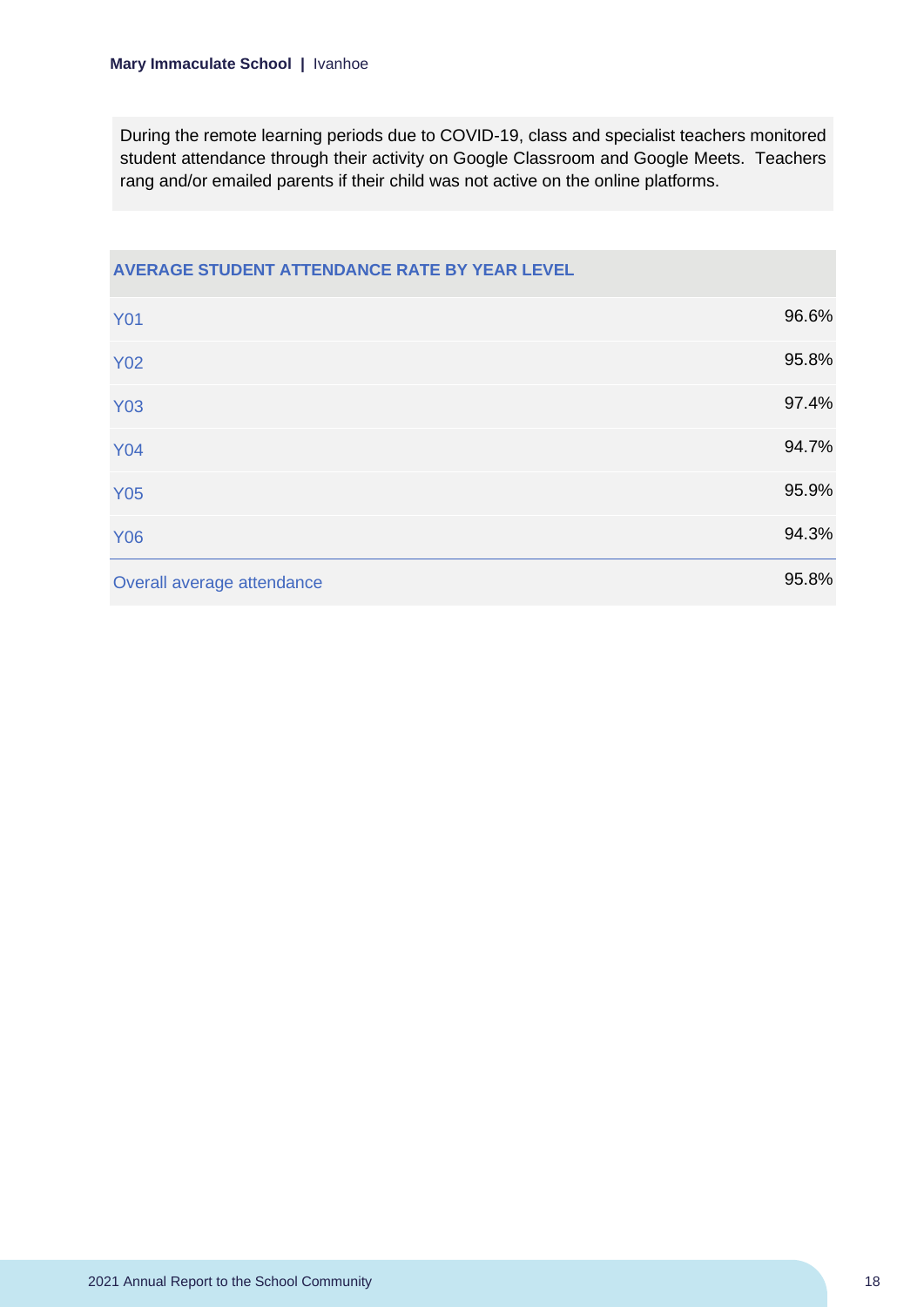During the remote learning periods due to COVID-19, class and specialist teachers monitored student attendance through their activity on Google Classroom and Google Meets.  Teachers rang and/or emailed parents if their child was not active on the online platforms.

| AVERAGE STUDENT ATTENDANCE RATE BY YEAR LEVEL | |
|---|---|
| Y01 | 96.6% |
| Y02 | 95.8% |
| Y03 | 97.4% |
| Y04 | 94.7% |
| Y05 | 95.9% |
| Y06 | 94.3% |
| Overall average attendance | 95.8% |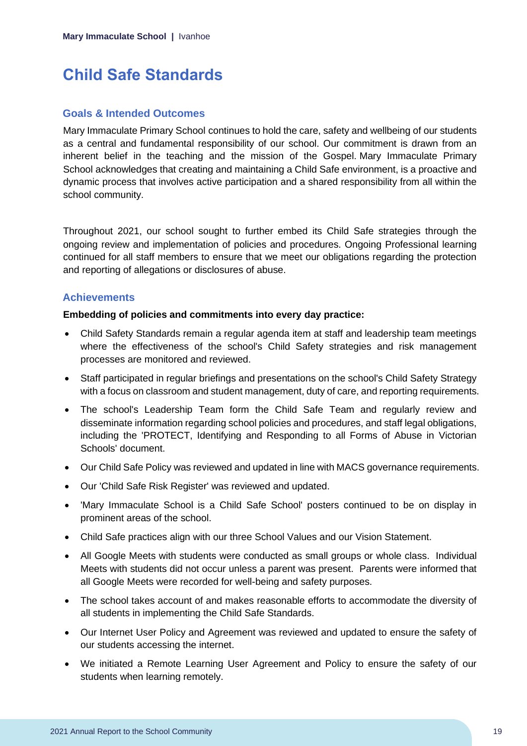# Child Safe Standards

## Goals & Intended Outcomes

Mary Immaculate Primary School continues to hold the care, safety and wellbeing of our students as a central and fundamental responsibility of our school. Our commitment is drawn from an inherent belief in the teaching and the mission of the Gospel. Mary Immaculate Primary School acknowledges that creating and maintaining a Child Safe environment, is a proactive and dynamic process that involves active participation and a shared responsibility from all within the school community.

Throughout 2021, our school sought to further embed its Child Safe strategies through the ongoing review and implementation of policies and procedures. Ongoing Professional learning continued for all staff members to ensure that we meet our obligations regarding the protection and reporting of allegations or disclosures of abuse.

## Achievements

**Embedding of policies and commitments into every day practice:**

- Child Safety Standards remain a regular agenda item at staff and leadership team meetings where the effectiveness of the school's Child Safety strategies and risk management processes are monitored and reviewed.
- Staff participated in regular briefings and presentations on the school's Child Safety Strategy with a focus on classroom and student management, duty of care, and reporting requirements.
- The school's Leadership Team form the Child Safe Team and regularly review and disseminate information regarding school policies and procedures, and staff legal obligations, including the 'PROTECT, Identifying and Responding to all Forms of Abuse in Victorian Schools' document.
- Our Child Safe Policy was reviewed and updated in line with MACS governance requirements.
- Our 'Child Safe Risk Register' was reviewed and updated.
- 'Mary Immaculate School is a Child Safe School' posters continued to be on display in prominent areas of the school.
- Child Safe practices align with our three School Values and our Vision Statement.
- All Google Meets with students were conducted as small groups or whole class. Individual Meets with students did not occur unless a parent was present. Parents were informed that all Google Meets were recorded for well-being and safety purposes.
- The school takes account of and makes reasonable efforts to accommodate the diversity of all students in implementing the Child Safe Standards.
- Our Internet User Policy and Agreement was reviewed and updated to ensure the safety of our students accessing the internet.
- We initiated a Remote Learning User Agreement and Policy to ensure the safety of our students when learning remotely.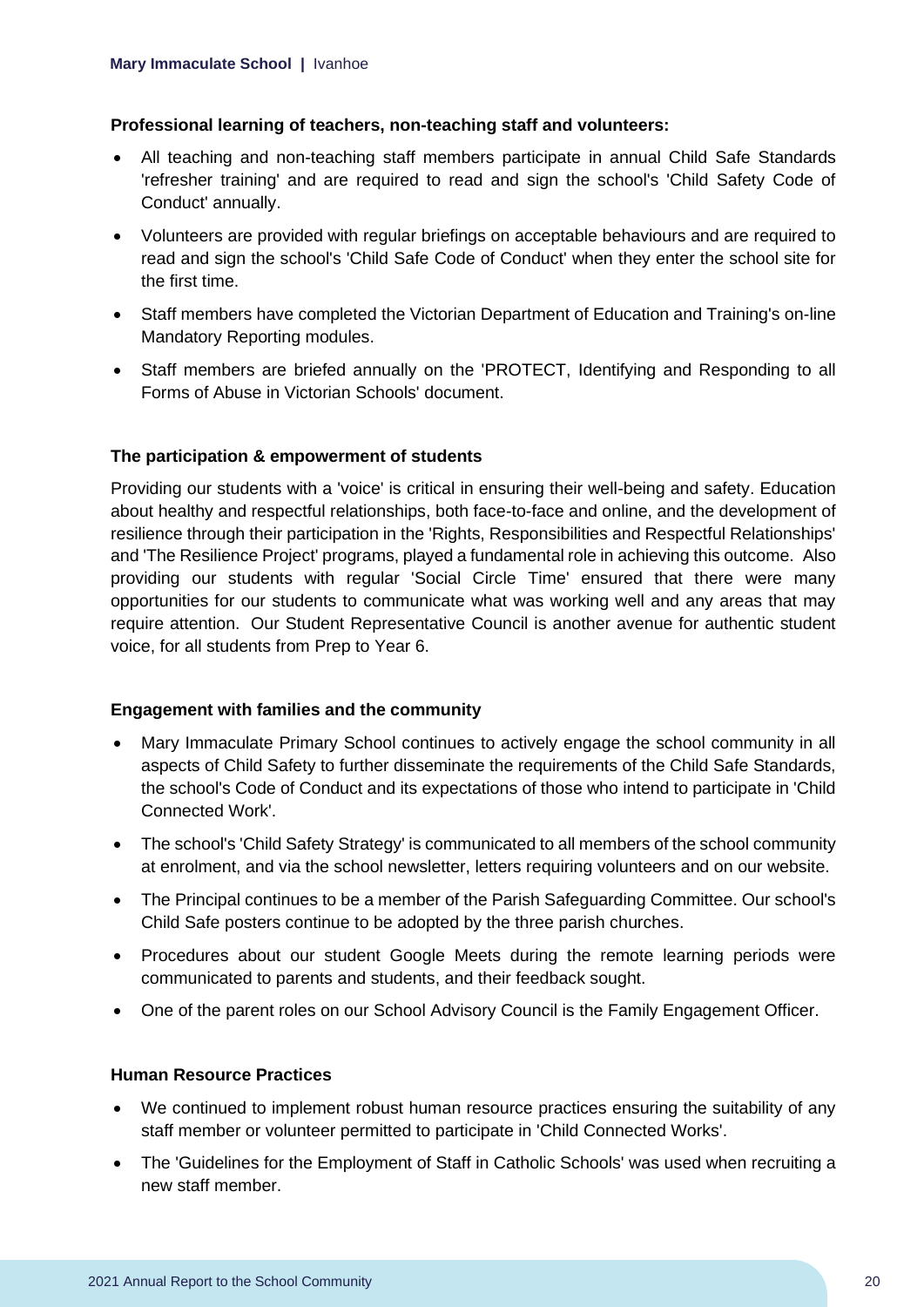**Professional learning of teachers, non-teaching staff and volunteers:**

- All teaching and non-teaching staff members participate in annual Child Safe Standards 'refresher training' and are required to read and sign the school's 'Child Safety Code of Conduct' annually.
- Volunteers are provided with regular briefings on acceptable behaviours and are required to read and sign the school's 'Child Safe Code of Conduct' when they enter the school site for the first time.
- Staff members have completed the Victorian Department of Education and Training's on-line Mandatory Reporting modules.
- Staff members are briefed annually on the 'PROTECT, Identifying and Responding to all Forms of Abuse in Victorian Schools' document.

**The participation & empowerment of students**

Providing our students with a 'voice' is critical in ensuring their well-being and safety. Education about healthy and respectful relationships, both face-to-face and online, and the development of resilience through their participation in the 'Rights, Responsibilities and Respectful Relationships' and 'The Resilience Project' programs, played a fundamental role in achieving this outcome. Also providing our students with regular 'Social Circle Time' ensured that there were many opportunities for our students to communicate what was working well and any areas that may require attention. Our Student Representative Council is another avenue for authentic student voice, for all students from Prep to Year 6.

**Engagement with families and the community**

- Mary Immaculate Primary School continues to actively engage the school community in all aspects of Child Safety to further disseminate the requirements of the Child Safe Standards, the school's Code of Conduct and its expectations of those who intend to participate in 'Child Connected Work'.
- The school's 'Child Safety Strategy' is communicated to all members of the school community at enrolment, and via the school newsletter, letters requiring volunteers and on our website.
- The Principal continues to be a member of the Parish Safeguarding Committee. Our school's Child Safe posters continue to be adopted by the three parish churches.
- Procedures about our student Google Meets during the remote learning periods were communicated to parents and students, and their feedback sought.
- One of the parent roles on our School Advisory Council is the Family Engagement Officer.

**Human Resource Practices**

- We continued to implement robust human resource practices ensuring the suitability of any staff member or volunteer permitted to participate in 'Child Connected Works'.
- The 'Guidelines for the Employment of Staff in Catholic Schools' was used when recruiting a new staff member.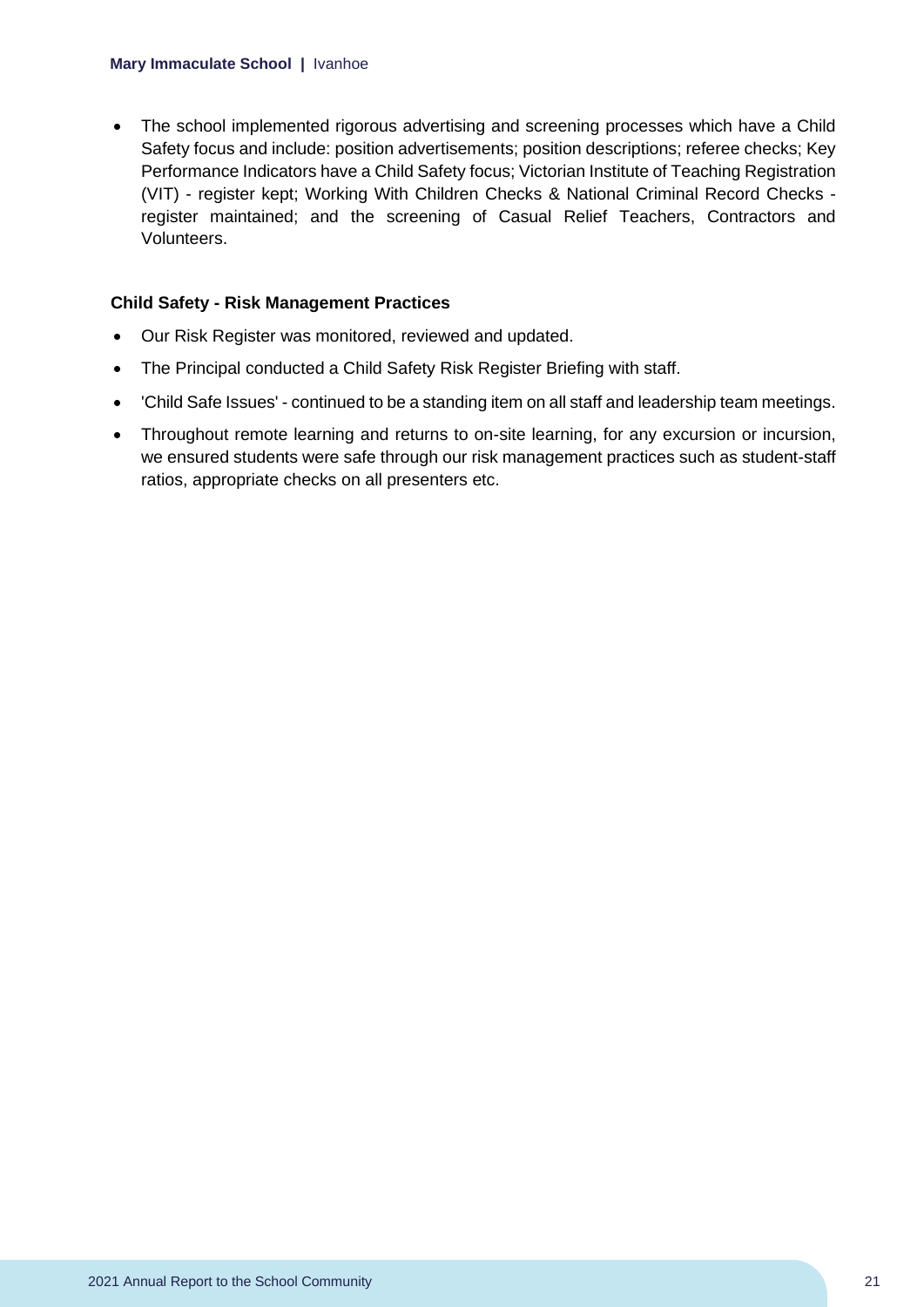- The school implemented rigorous advertising and screening processes which have a Child Safety focus and include: position advertisements; position descriptions; referee checks; Key Performance Indicators have a Child Safety focus; Victorian Institute of Teaching Registration (VIT) - register kept; Working With Children Checks & National Criminal Record Checks - register maintained; and the screening of Casual Relief Teachers, Contractors and Volunteers.

**Child Safety - Risk Management Practices**

- Our Risk Register was monitored, reviewed and updated.
- The Principal conducted a Child Safety Risk Register Briefing with staff.
- 'Child Safe Issues' - continued to be a standing item on all staff and leadership team meetings.
- Throughout remote learning and returns to on-site learning, for any excursion or incursion, we ensured students were safe through our risk management practices such as student-staff ratios, appropriate checks on all presenters etc.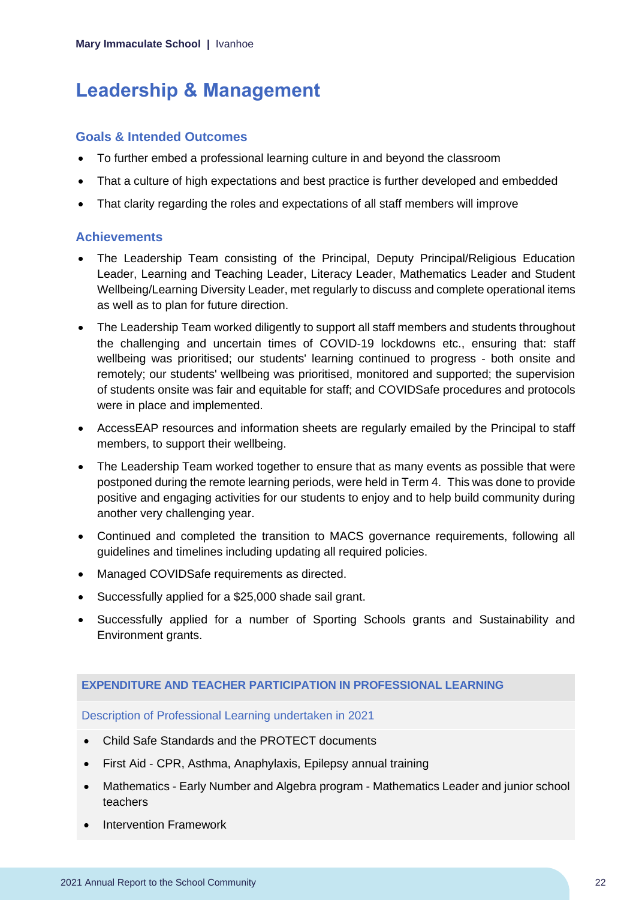# Leadership & Management

## Goals & Intended Outcomes

- To further embed a professional learning culture in and beyond the classroom
- That a culture of high expectations and best practice is further developed and embedded
- That clarity regarding the roles and expectations of all staff members will improve

## Achievements

- The Leadership Team consisting of the Principal, Deputy Principal/Religious Education Leader, Learning and Teaching Leader, Literacy Leader, Mathematics Leader and Student Wellbeing/Learning Diversity Leader, met regularly to discuss and complete operational items as well as to plan for future direction.
- The Leadership Team worked diligently to support all staff members and students throughout the challenging and uncertain times of COVID-19 lockdowns etc., ensuring that: staff wellbeing was prioritised; our students' learning continued to progress - both onsite and remotely; our students' wellbeing was prioritised, monitored and supported; the supervision of students onsite was fair and equitable for staff; and COVIDSafe procedures and protocols were in place and implemented.
- AccessEAP resources and information sheets are regularly emailed by the Principal to staff members, to support their wellbeing.
- The Leadership Team worked together to ensure that as many events as possible that were postponed during the remote learning periods, were held in Term 4. This was done to provide positive and engaging activities for our students to enjoy and to help build community during another very challenging year.
- Continued and completed the transition to MACS governance requirements, following all guidelines and timelines including updating all required policies.
- Managed COVIDSafe requirements as directed.
- Successfully applied for a $25,000 shade sail grant.
- Successfully applied for a number of Sporting Schools grants and Sustainability and Environment grants.

### EXPENDITURE AND TEACHER PARTICIPATION IN PROFESSIONAL LEARNING

Description of Professional Learning undertaken in 2021

- Child Safe Standards and the PROTECT documents
- First Aid - CPR, Asthma, Anaphylaxis, Epilepsy annual training
- Mathematics - Early Number and Algebra program - Mathematics Leader and junior school teachers
- Intervention Framework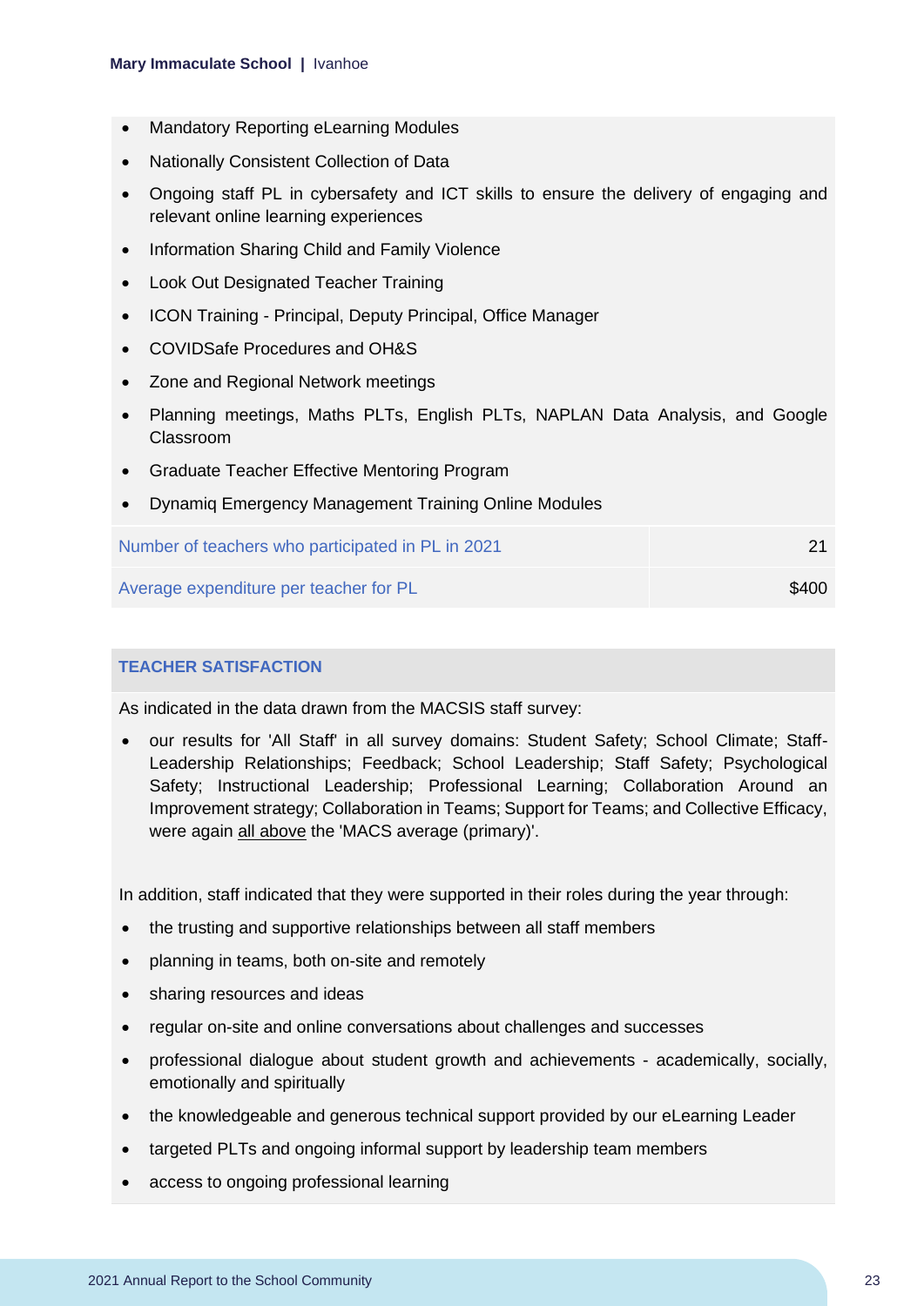- Mandatory Reporting eLearning Modules
- Nationally Consistent Collection of Data
- Ongoing staff PL in cybersafety and ICT skills to ensure the delivery of engaging and relevant online learning experiences
- Information Sharing Child and Family Violence
- Look Out Designated Teacher Training
- ICON Training - Principal, Deputy Principal, Office Manager
- COVIDSafe Procedures and OH&S
- Zone and Regional Network meetings
- Planning meetings, Maths PLTs, English PLTs, NAPLAN Data Analysis, and Google Classroom
- Graduate Teacher Effective Mentoring Program
- Dynamiq Emergency Management Training Online Modules

| | |
|---|---|
| Number of teachers who participated in PL in 2021 | 21 |
| Average expenditure per teacher for PL | $400 |

### TEACHER SATISFACTION

As indicated in the data drawn from the MACSIS staff survey:

- our results for 'All Staff' in all survey domains: Student Safety; School Climate; Staff-Leadership Relationships; Feedback; School Leadership; Staff Safety; Psychological Safety; Instructional Leadership; Professional Learning; Collaboration Around an Improvement strategy; Collaboration in Teams; Support for Teams; and Collective Efficacy, were again all above the 'MACS average (primary)'.

In addition, staff indicated that they were supported in their roles during the year through:

- the trusting and supportive relationships between all staff members
- planning in teams, both on-site and remotely
- sharing resources and ideas
- regular on-site and online conversations about challenges and successes
- professional dialogue about student growth and achievements - academically, socially, emotionally and spiritually
- the knowledgeable and generous technical support provided by our eLearning Leader
- targeted PLTs and ongoing informal support by leadership team members
- access to ongoing professional learning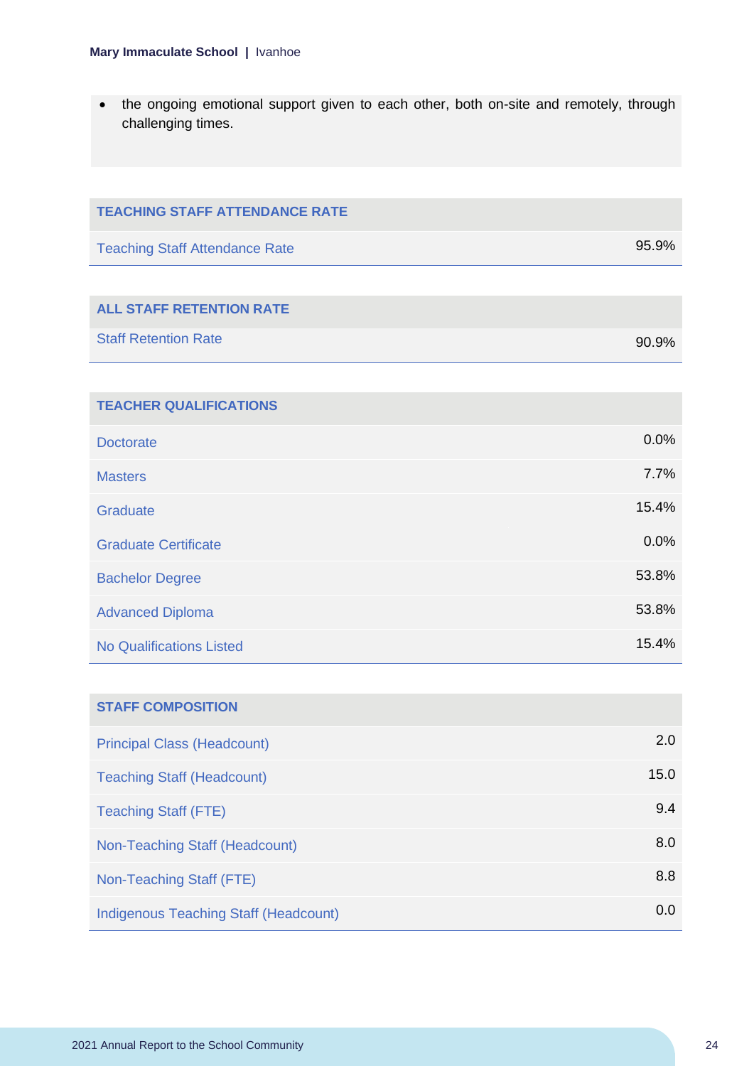- the ongoing emotional support given to each other, both on-site and remotely, through challenging times.

| TEACHING STAFF ATTENDANCE RATE | |
|---|---|
| Teaching Staff Attendance Rate | 95.9% |

| ALL STAFF RETENTION RATE | |
|---|---|
| Staff Retention Rate | 90.9% |

| TEACHER QUALIFICATIONS | |
|---|---|
| Doctorate | 0.0% |
| Masters | 7.7% |
| Graduate | 15.4% |
| Graduate Certificate | 0.0% |
| Bachelor Degree | 53.8% |
| Advanced Diploma | 53.8% |
| No Qualifications Listed | 15.4% |

| STAFF COMPOSITION | |
|---|---|
| Principal Class (Headcount) | 2.0 |
| Teaching Staff (Headcount) | 15.0 |
| Teaching Staff (FTE) | 9.4 |
| Non-Teaching Staff (Headcount) | 8.0 |
| Non-Teaching Staff (FTE) | 8.8 |
| Indigenous Teaching Staff (Headcount) | 0.0 |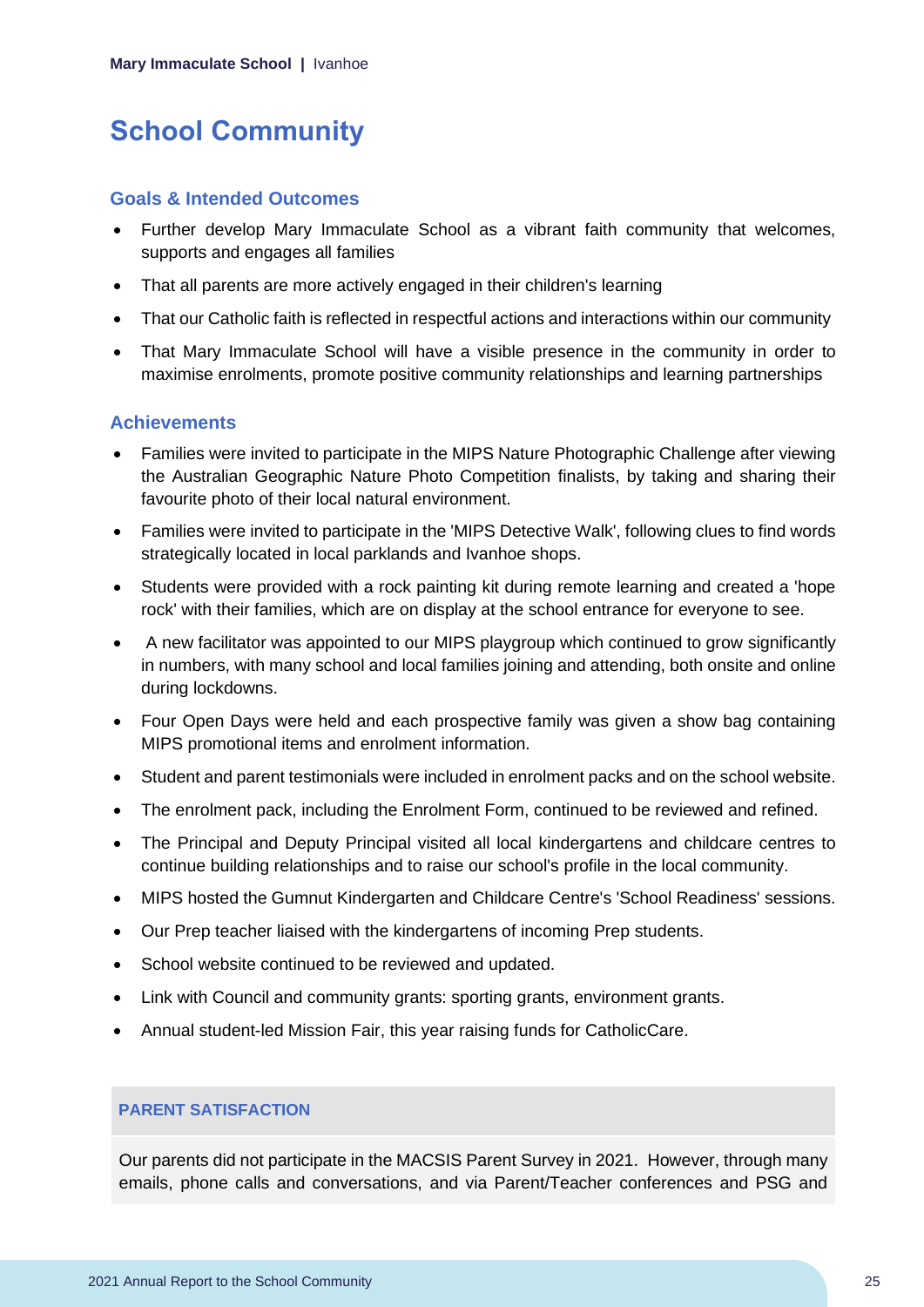# School Community

## Goals & Intended Outcomes

- Further develop Mary Immaculate School as a vibrant faith community that welcomes, supports and engages all families
- That all parents are more actively engaged in their children's learning
- That our Catholic faith is reflected in respectful actions and interactions within our community
- That Mary Immaculate School will have a visible presence in the community in order to maximise enrolments, promote positive community relationships and learning partnerships

## Achievements

- Families were invited to participate in the MIPS Nature Photographic Challenge after viewing the Australian Geographic Nature Photo Competition finalists, by taking and sharing their favourite photo of their local natural environment.
- Families were invited to participate in the 'MIPS Detective Walk', following clues to find words strategically located in local parklands and Ivanhoe shops.
- Students were provided with a rock painting kit during remote learning and created a 'hope rock' with their families, which are on display at the school entrance for everyone to see.
- A new facilitator was appointed to our MIPS playgroup which continued to grow significantly in numbers, with many school and local families joining and attending, both onsite and online during lockdowns.
- Four Open Days were held and each prospective family was given a show bag containing MIPS promotional items and enrolment information.
- Student and parent testimonials were included in enrolment packs and on the school website.
- The enrolment pack, including the Enrolment Form, continued to be reviewed and refined.
- The Principal and Deputy Principal visited all local kindergartens and childcare centres to continue building relationships and to raise our school's profile in the local community.
- MIPS hosted the Gumnut Kindergarten and Childcare Centre's 'School Readiness' sessions.
- Our Prep teacher liaised with the kindergartens of incoming Prep students.
- School website continued to be reviewed and updated.
- Link with Council and community grants: sporting grants, environment grants.
- Annual student-led Mission Fair, this year raising funds for CatholicCare.

### PARENT SATISFACTION

Our parents did not participate in the MACSIS Parent Survey in 2021. However, through many emails, phone calls and conversations, and via Parent/Teacher conferences and PSG and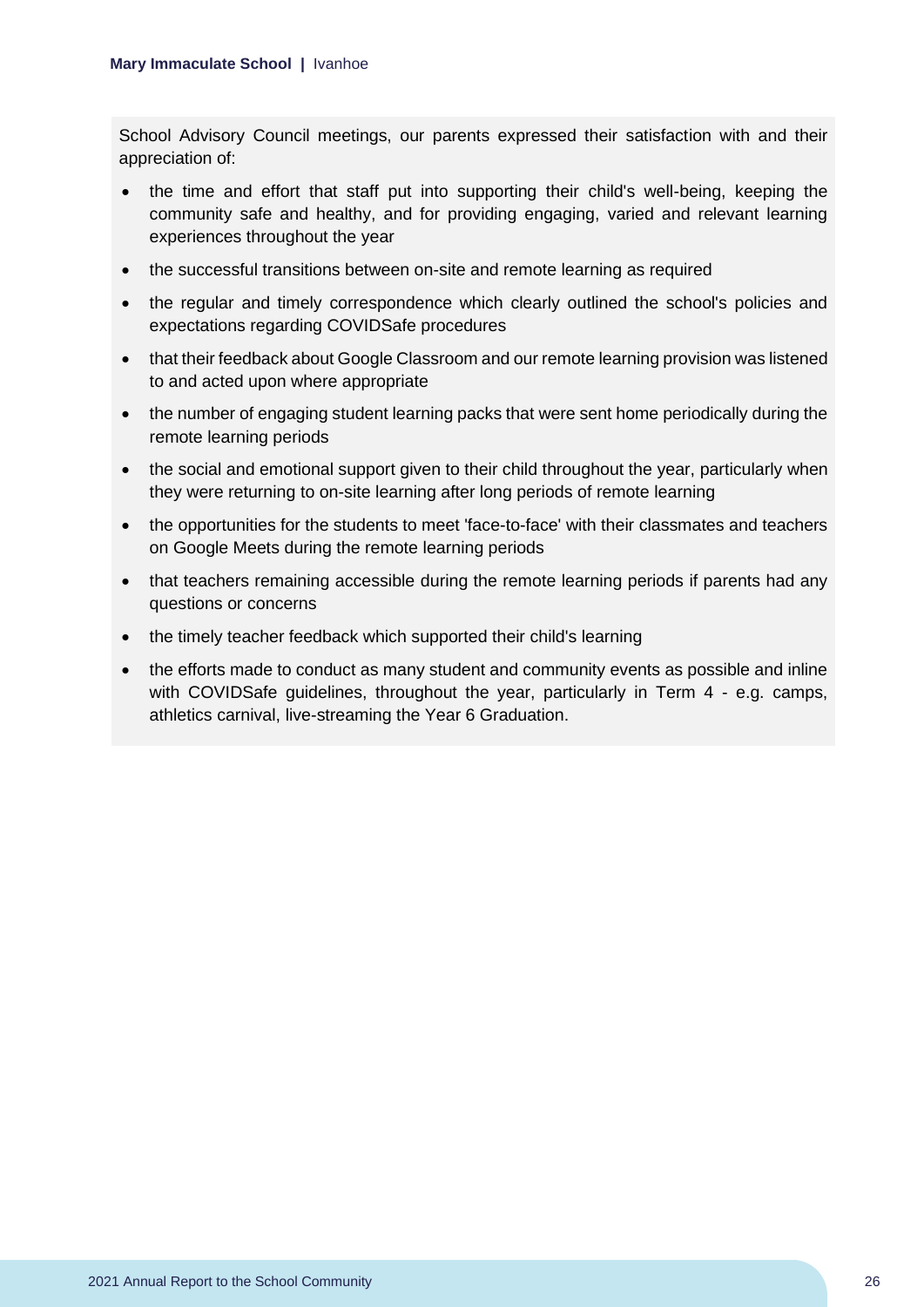School Advisory Council meetings, our parents expressed their satisfaction with and their appreciation of:

- the time and effort that staff put into supporting their child's well-being, keeping the community safe and healthy, and for providing engaging, varied and relevant learning experiences throughout the year
- the successful transitions between on-site and remote learning as required
- the regular and timely correspondence which clearly outlined the school's policies and expectations regarding COVIDSafe procedures
- that their feedback about Google Classroom and our remote learning provision was listened to and acted upon where appropriate
- the number of engaging student learning packs that were sent home periodically during the remote learning periods
- the social and emotional support given to their child throughout the year, particularly when they were returning to on-site learning after long periods of remote learning
- the opportunities for the students to meet 'face-to-face' with their classmates and teachers on Google Meets during the remote learning periods
- that teachers remaining accessible during the remote learning periods if parents had any questions or concerns
- the timely teacher feedback which supported their child's learning
- the efforts made to conduct as many student and community events as possible and inline with COVIDSafe guidelines, throughout the year, particularly in Term 4 - e.g. camps, athletics carnival, live-streaming the Year 6 Graduation.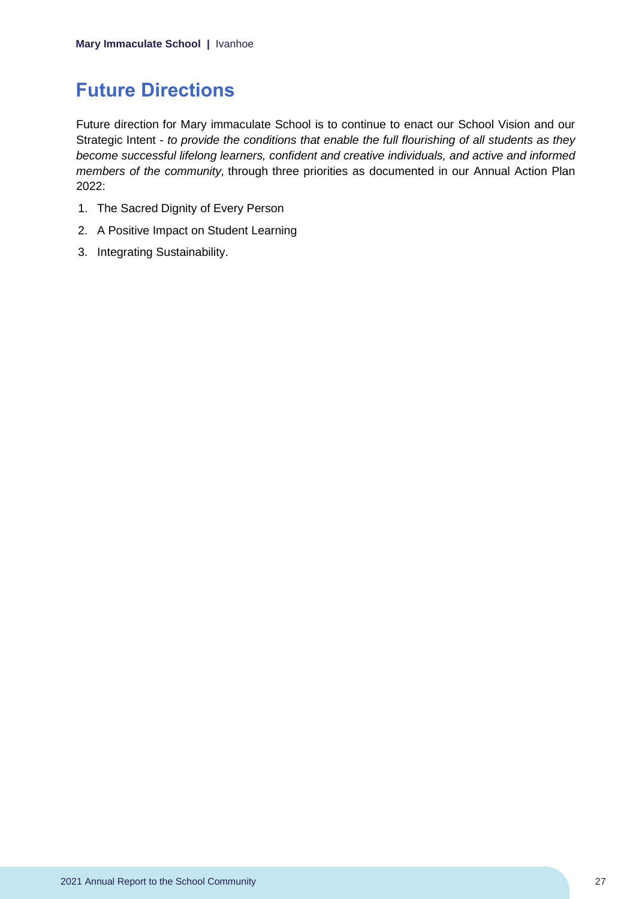## Future Directions

Future direction for Mary immaculate School is to continue to enact our School Vision and our Strategic Intent - *to provide the conditions that enable the full flourishing of all students as they become successful lifelong learners, confident and creative individuals, and active and informed members of the community,* through three priorities as documented in our Annual Action Plan 2022:

1. The Sacred Dignity of Every Person
2. A Positive Impact on Student Learning
3. Integrating Sustainability.